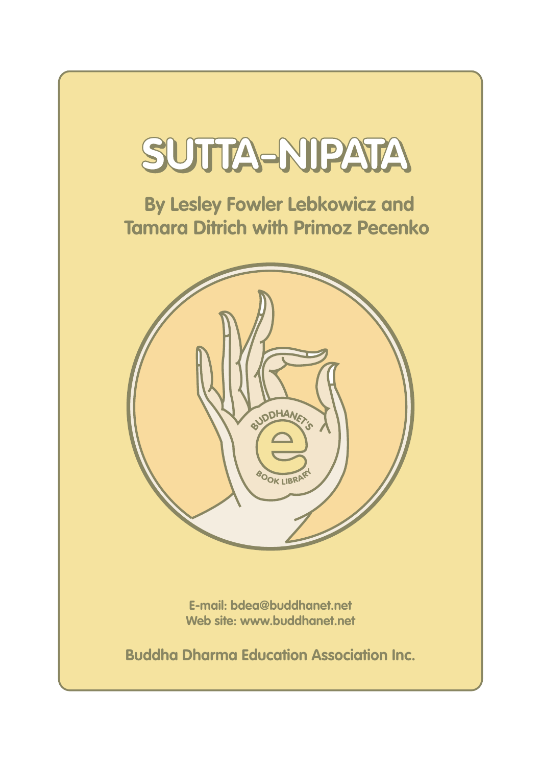# SUTTA-NIPATA

**By Lesley Fowler Lebkowicz and Tamara Ditrich with Primoz Pecenko**

E-mail: bdea@buddhanet.net
Web site: www.buddhanet.net

**Buddha Dharma Education Association Inc.**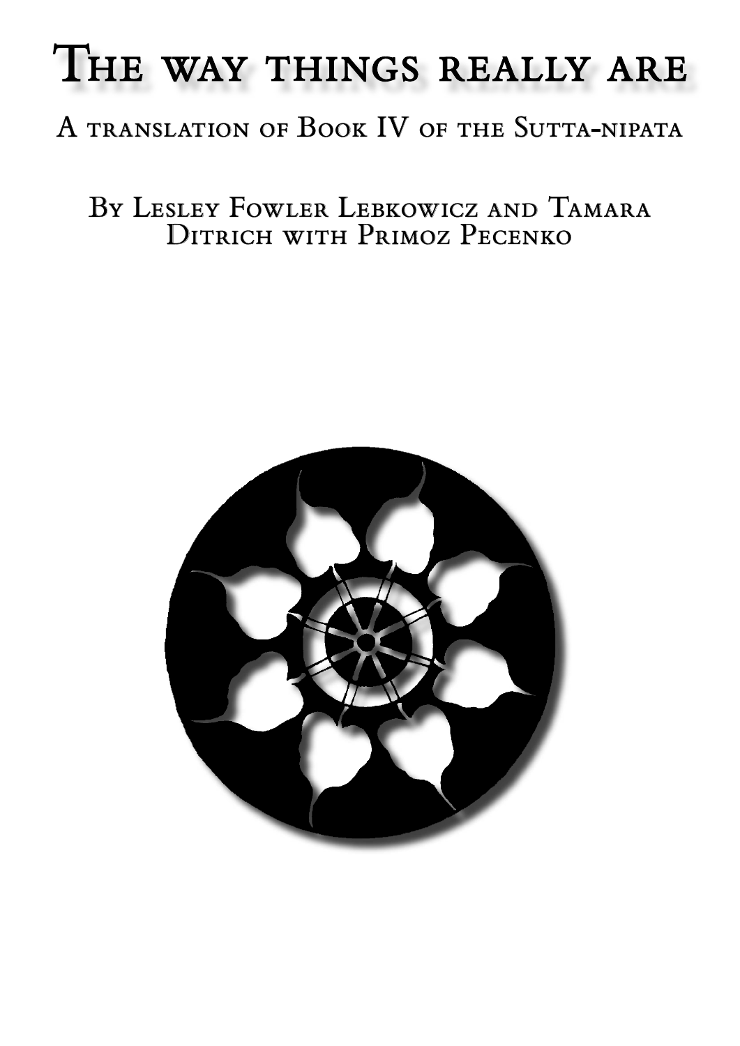# The way things really are

## A translation of Book IV of the Sutta-nipata

### By Lesley Fowler Lebkowicz and Tamara Ditrich with Primoz Pecenko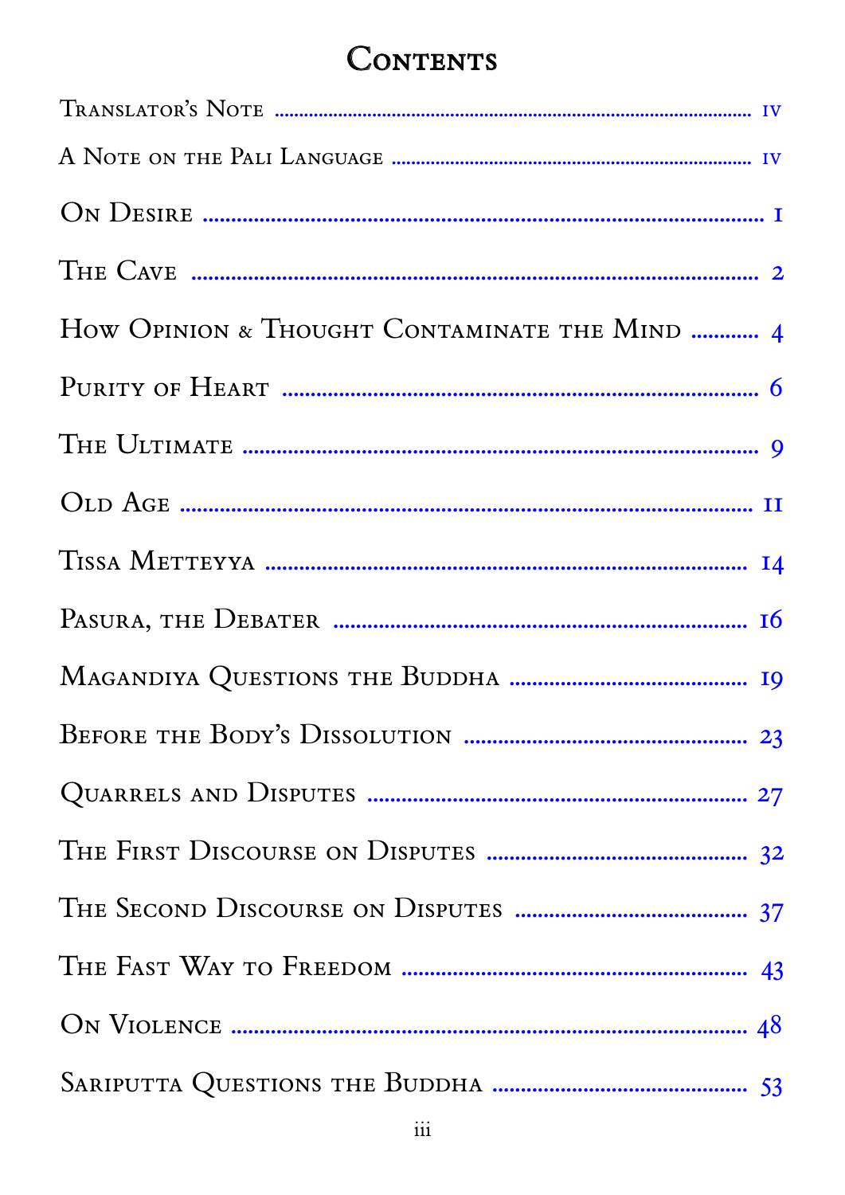# Contents

| | |
|---|---|
| Translator's Note | iv |
| A Note on the Pali Language | iv |
| On Desire | 1 |
| The Cave | 2 |
| How Opinion & Thought Contaminate the Mind | 4 |
| Purity of Heart | 6 |
| The Ultimate | 9 |
| Old Age | 11 |
| Tissa Metteyya | 14 |
| Pasura, the Debater | 16 |
| Magandiya Questions the Buddha | 19 |
| Before the Body's Dissolution | 23 |
| Quarrels and Disputes | 27 |
| The First Discourse on Disputes | 32 |
| The Second Discourse on Disputes | 37 |
| The Fast Way to Freedom | 43 |
| On Violence | 48 |
| Sariputta Questions the Buddha | 53 |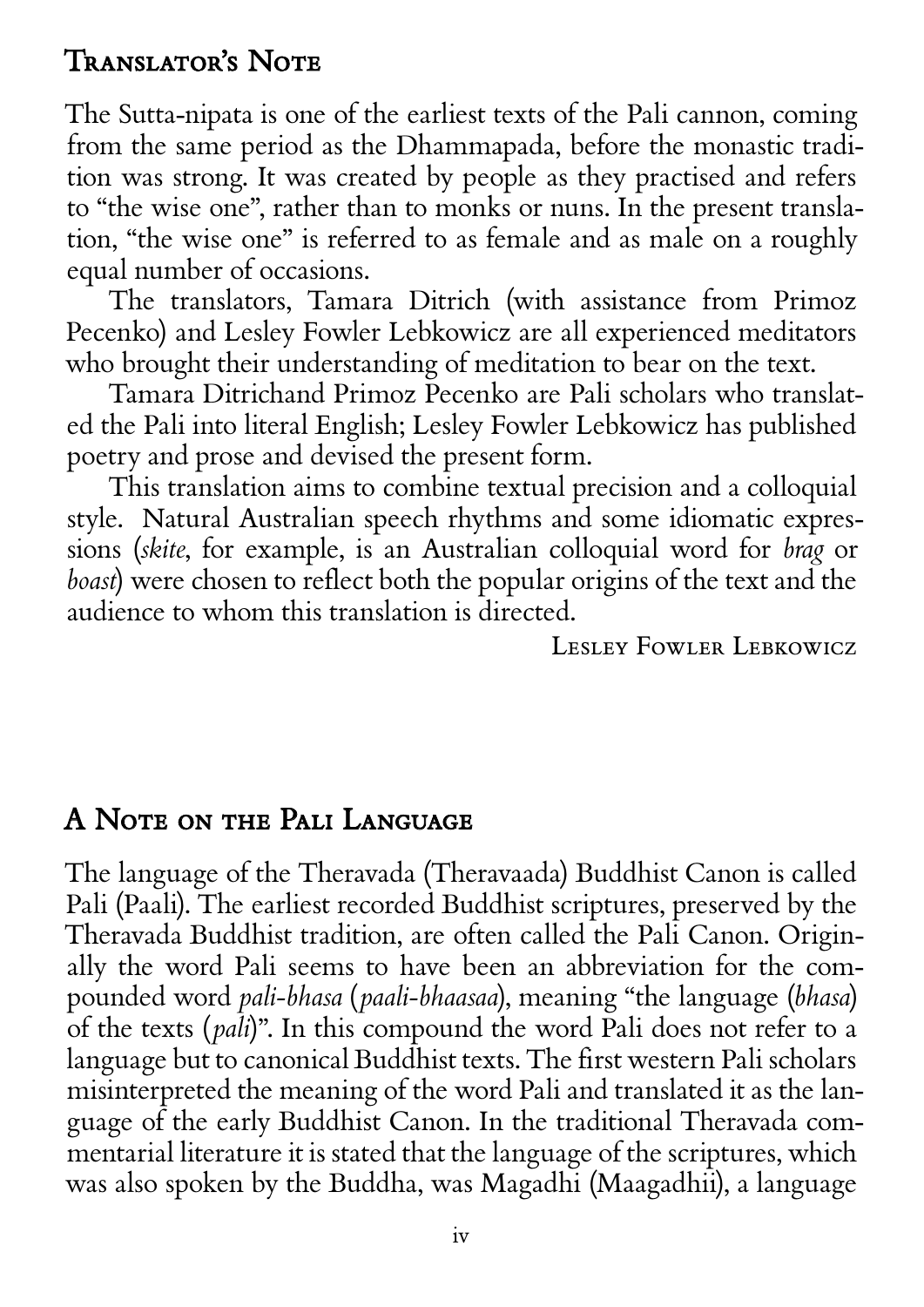## Translator's Note

The Sutta-nipata is one of the earliest texts of the Pali cannon, coming from the same period as the Dhammapada, before the monastic tradition was strong. It was created by people as they practised and refers to "the wise one", rather than to monks or nuns. In the present translation, "the wise one" is referred to as female and as male on a roughly equal number of occasions.

The translators, Tamara Ditrich (with assistance from Primoz Pecenko) and Lesley Fowler Lebkowicz are all experienced meditators who brought their understanding of meditation to bear on the text.

Tamara Ditrichand Primoz Pecenko are Pali scholars who translated the Pali into literal English; Lesley Fowler Lebkowicz has published poetry and prose and devised the present form.

This translation aims to combine textual precision and a colloquial style. Natural Australian speech rhythms and some idiomatic expressions (*skite*, for example, is an Australian colloquial word for *brag* or *boast*) were chosen to reflect both the popular origins of the text and the audience to whom this translation is directed.

Lesley Fowler Lebkowicz

## A Note on the Pali Language

The language of the Theravada (Theravaada) Buddhist Canon is called Pali (Paali). The earliest recorded Buddhist scriptures, preserved by the Theravada Buddhist tradition, are often called the Pali Canon. Originally the word Pali seems to have been an abbreviation for the compounded word *pali-bhasa* (*paali-bhaasaa*), meaning "the language (*bhasa*) of the texts (*pali*)". In this compound the word Pali does not refer to a language but to canonical Buddhist texts. The first western Pali scholars misinterpreted the meaning of the word Pali and translated it as the language of the early Buddhist Canon. In the traditional Theravada commentarial literature it is stated that the language of the scriptures, which was also spoken by the Buddha, was Magadhi (Maagadhii), a language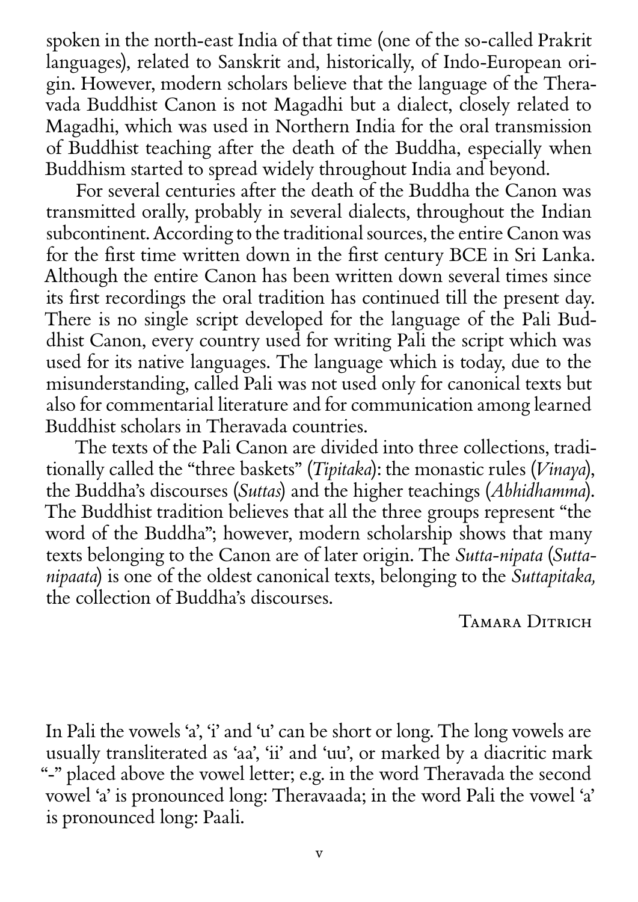spoken in the north-east India of that time (one of the so-called Prakrit languages), related to Sanskrit and, historically, of Indo-European origin. However, modern scholars believe that the language of the Theravada Buddhist Canon is not Magadhi but a dialect, closely related to Magadhi, which was used in Northern India for the oral transmission of Buddhist teaching after the death of the Buddha, especially when Buddhism started to spread widely throughout India and beyond.

For several centuries after the death of the Buddha the Canon was transmitted orally, probably in several dialects, throughout the Indian subcontinent. According to the traditional sources, the entire Canon was for the first time written down in the first century BCE in Sri Lanka. Although the entire Canon has been written down several times since its first recordings the oral tradition has continued till the present day. There is no single script developed for the language of the Pali Buddhist Canon, every country used for writing Pali the script which was used for its native languages. The language which is today, due to the misunderstanding, called Pali was not used only for canonical texts but also for commentarial literature and for communication among learned Buddhist scholars in Theravada countries.

The texts of the Pali Canon are divided into three collections, traditionally called the "three baskets" (*Tipitaka*): the monastic rules (*Vinaya*), the Buddha's discourses (*Suttas*) and the higher teachings (*Abhidhamma*). The Buddhist tradition believes that all the three groups represent "the word of the Buddha"; however, modern scholarship shows that many texts belonging to the Canon are of later origin. The *Sutta-nipata* (*Suttanipaata*) is one of the oldest canonical texts, belonging to the *Suttapitaka,* the collection of Buddha's discourses.

Tamara Ditrich

In Pali the vowels 'a', 'i' and 'u' can be short or long. The long vowels are usually transliterated as 'aa', 'ii' and 'uu', or marked by a diacritic mark "-" placed above the vowel letter; e.g. in the word Theravada the second vowel 'a' is pronounced long: Theravaada; in the word Pali the vowel 'a' is pronounced long: Paali.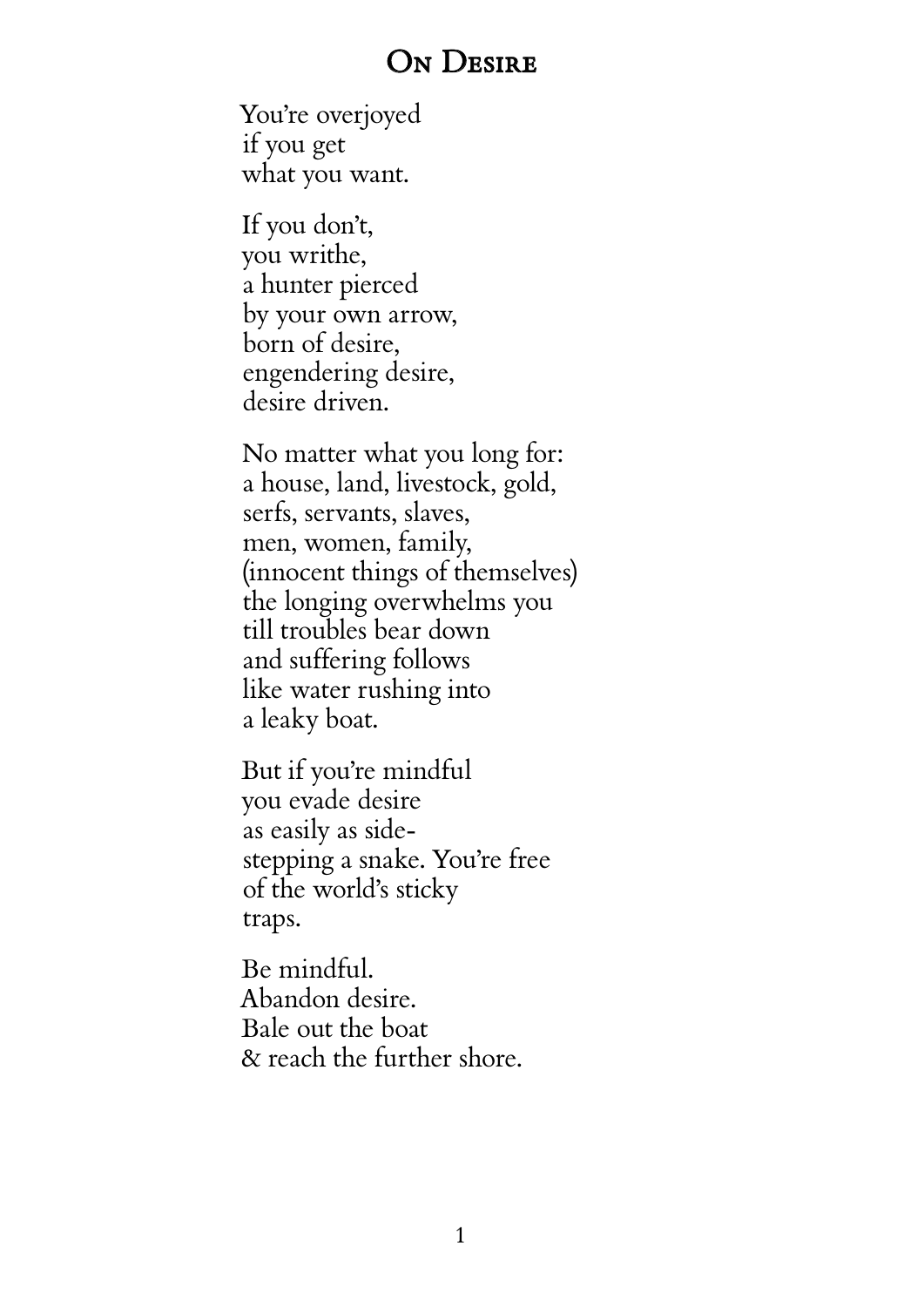# On Desire

You're overjoyed
if you get
what you want.

If you don't,
you writhe,
a hunter pierced
by your own arrow,
born of desire,
engendering desire,
desire driven.

No matter what you long for:
a house, land, livestock, gold,
serfs, servants, slaves,
men, women, family,
(innocent things of themselves)
the longing overwhelms you
till troubles bear down
and suffering follows
like water rushing into
a leaky boat.

But if you're mindful
you evade desire
as easily as side-
stepping a snake. You're free
of the world's sticky
traps.

Be mindful.
Abandon desire.
Bale out the boat
& reach the further shore.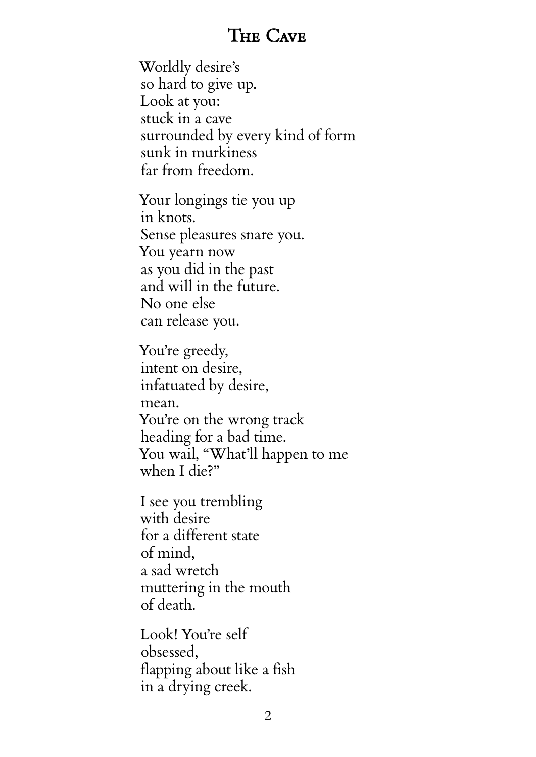# The Cave

Worldly desire's  
so hard to give up.  
Look at you:  
stuck in a cave  
surrounded by every kind of form  
sunk in murkiness  
far from freedom.

Your longings tie you up  
in knots.  
Sense pleasures snare you.  
You yearn now  
as you did in the past  
and will in the future.  
No one else  
can release you.

You're greedy,  
intent on desire,  
infatuated by desire,  
mean.  
You're on the wrong track  
heading for a bad time.  
You wail, "What'll happen to me  
when I die?"

I see you trembling  
with desire  
for a different state  
of mind,  
a sad wretch  
muttering in the mouth  
of death.

Look! You're self  
obsessed,  
flapping about like a fish  
in a drying creek.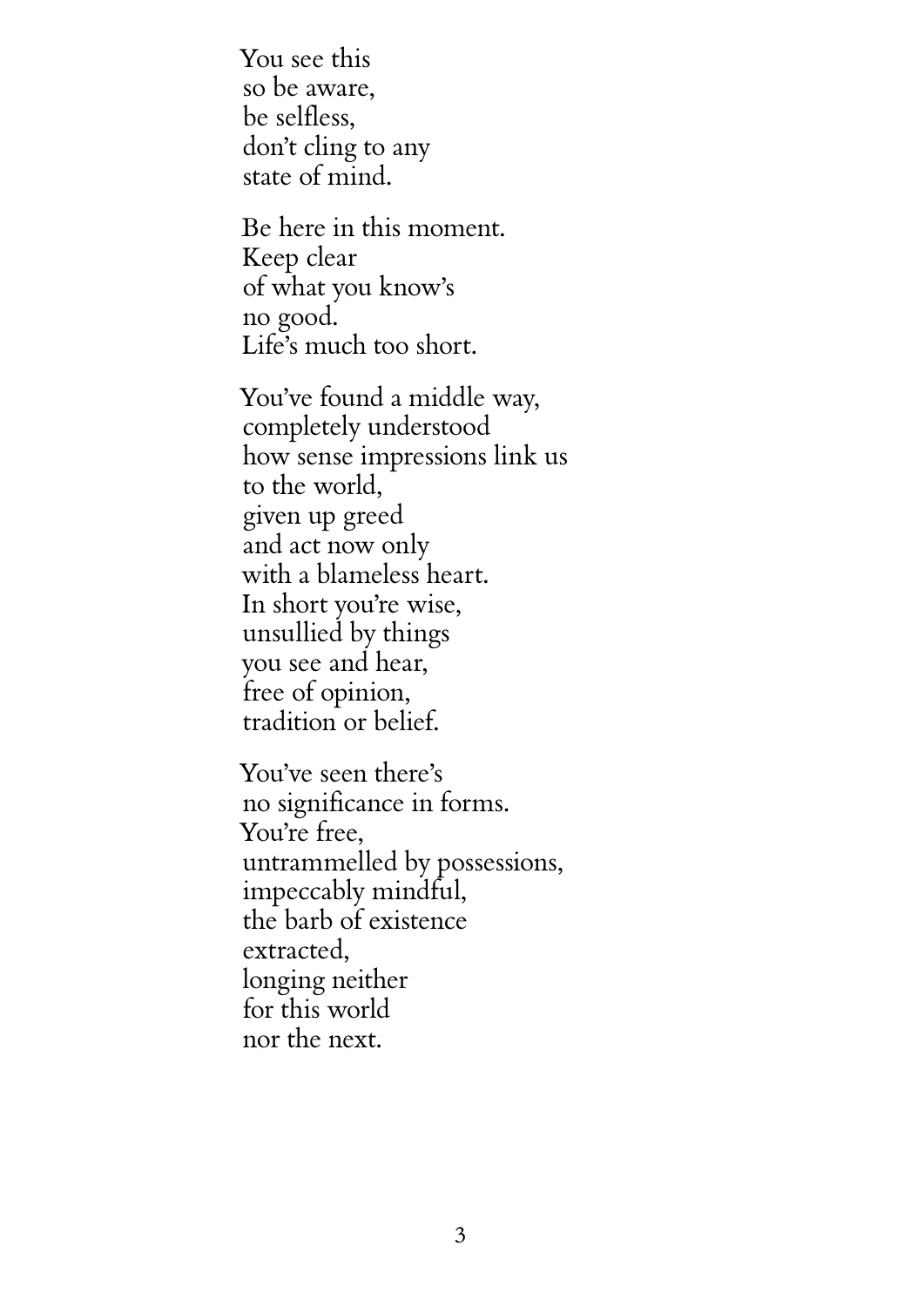You see this
so be aware,
be selfless,
don't cling to any
state of mind.

Be here in this moment.
Keep clear
of what you know's
no good.
Life's much too short.

You've found a middle way,
completely understood
how sense impressions link us
to the world,
given up greed
and act now only
with a blameless heart.
In short you're wise,
unsullied by things
you see and hear,
free of opinion,
tradition or belief.

You've seen there's
no significance in forms.
You're free,
untrammelled by possessions,
impeccably mindful,
the barb of existence
extracted,
longing neither
for this world
nor the next.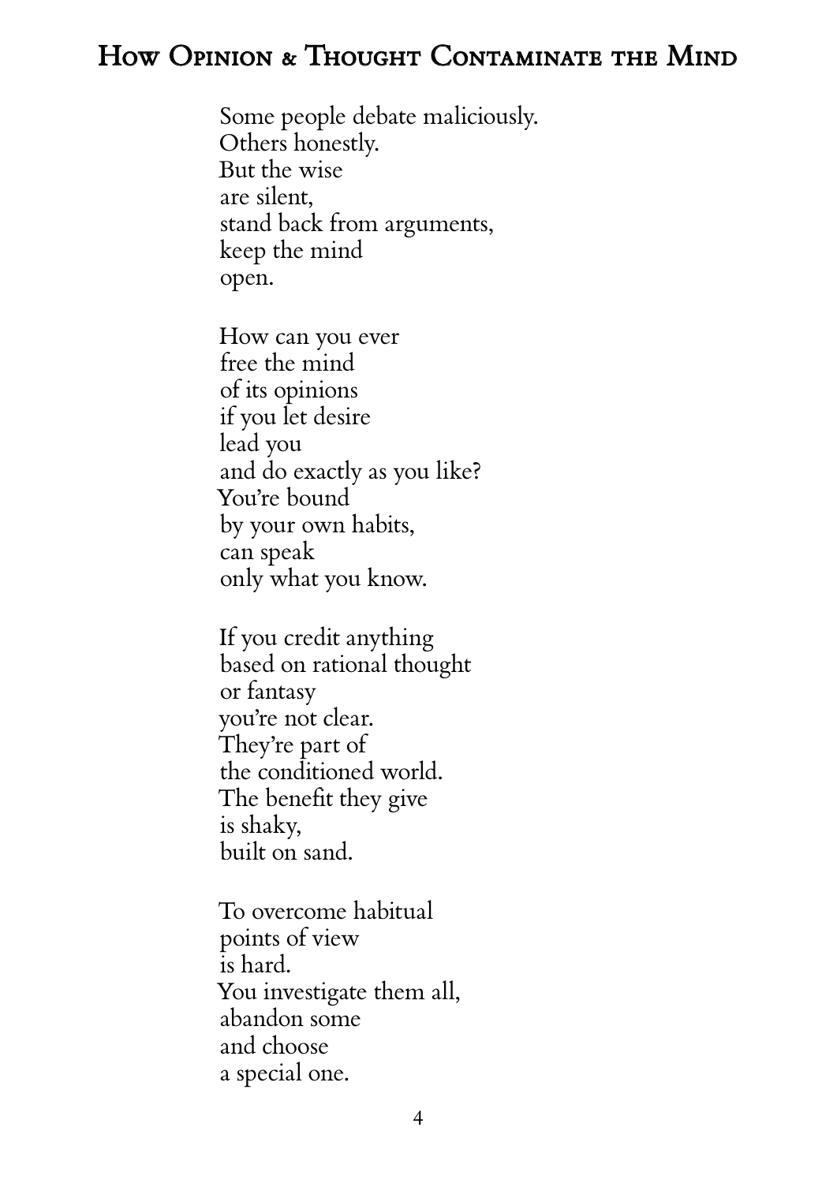# How Opinion & Thought Contaminate the Mind

Some people debate maliciously.  
Others honestly.  
But the wise  
are silent,  
stand back from arguments,  
keep the mind  
open.

How can you ever  
free the mind  
of its opinions  
if you let desire  
lead you  
and do exactly as you like?  
You're bound  
by your own habits,  
can speak  
only what you know.

If you credit anything  
based on rational thought  
or fantasy  
you're not clear.  
They're part of  
the conditioned world.  
The benefit they give  
is shaky,  
built on sand.

To overcome habitual  
points of view  
is hard.  
You investigate them all,  
abandon some  
and choose  
a special one.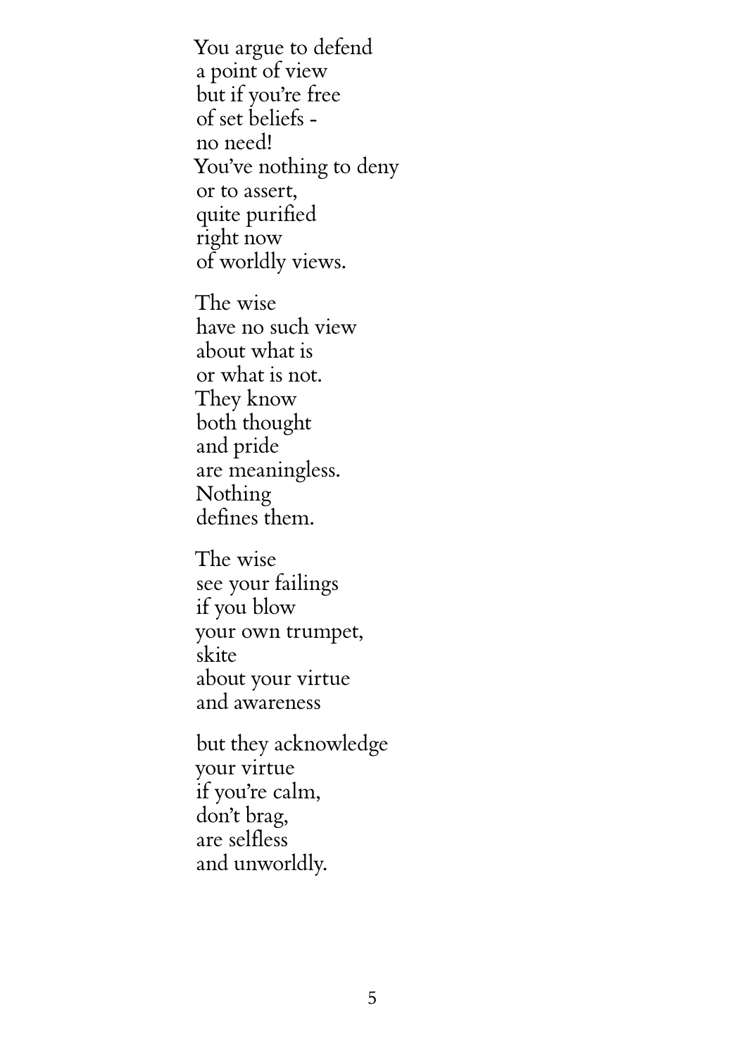You argue to defend
a point of view
but if you're free
of set beliefs -
no need!
You've nothing to deny
or to assert,
quite purified
right now
of worldly views.

The wise
have no such view
about what is
or what is not.
They know
both thought
and pride
are meaningless.
Nothing
defines them.

The wise
see your failings
if you blow
your own trumpet,
skite
about your virtue
and awareness

but they acknowledge
your virtue
if you're calm,
don't brag,
are selfless
and unworldly.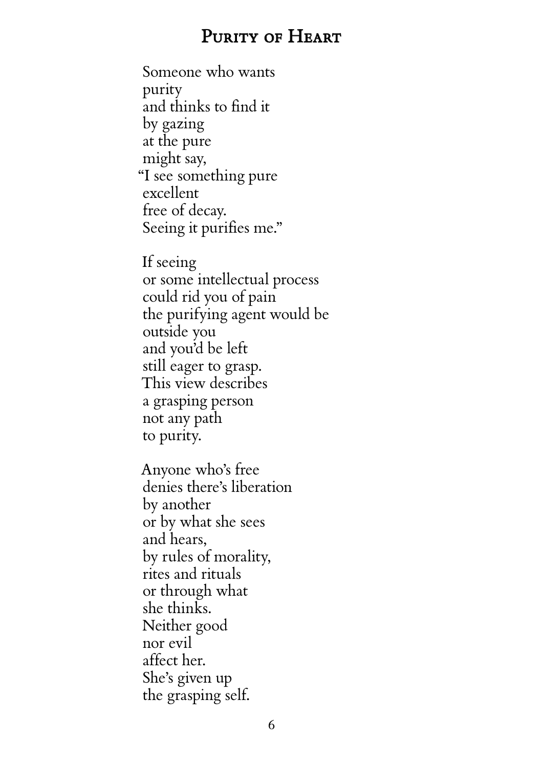# Purity of Heart

Someone who wants  
purity  
and thinks to find it  
by gazing  
at the pure  
might say,  
"I see something pure  
excellent  
free of decay.  
Seeing it purifies me."

If seeing  
or some intellectual process  
could rid you of pain  
the purifying agent would be  
outside you  
and you'd be left  
still eager to grasp.  
This view describes  
a grasping person  
not any path  
to purity.

Anyone who's free  
denies there's liberation  
by another  
or by what she sees  
and hears,  
by rules of morality,  
rites and rituals  
or through what  
she thinks.  
Neither good  
nor evil  
affect her.  
She's given up  
the grasping self.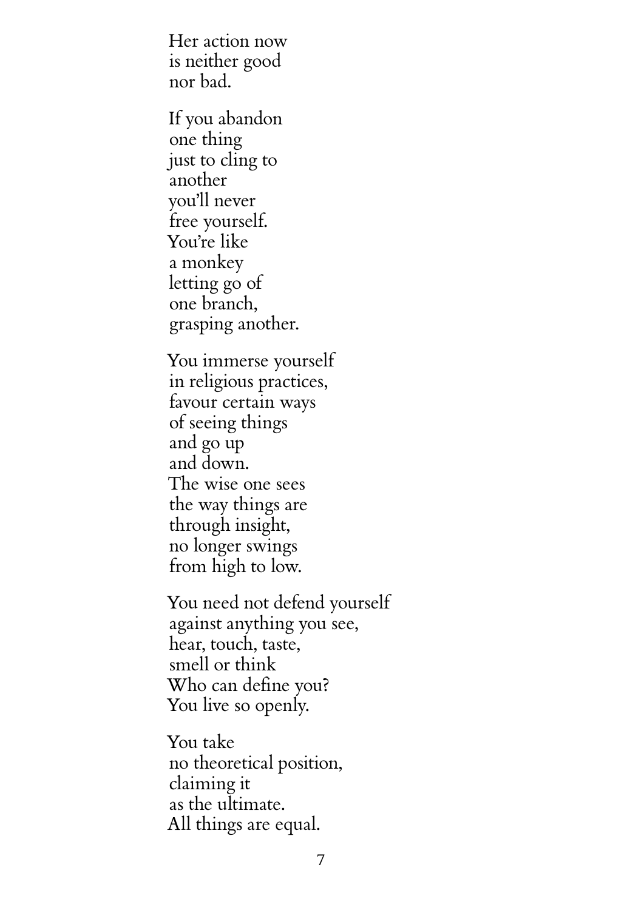Her action now  
is neither good  
nor bad.

If you abandon  
one thing  
just to cling to  
another  
you'll never  
free yourself.  
You're like  
a monkey  
letting go of  
one branch,  
grasping another.

You immerse yourself  
in religious practices,  
favour certain ways  
of seeing things  
and go up  
and down.  
The wise one sees  
the way things are  
through insight,  
no longer swings  
from high to low.

You need not defend yourself  
against anything you see,  
hear, touch, taste,  
smell or think  
Who can define you?  
You live so openly.

You take  
no theoretical position,  
claiming it  
as the ultimate.  
All things are equal.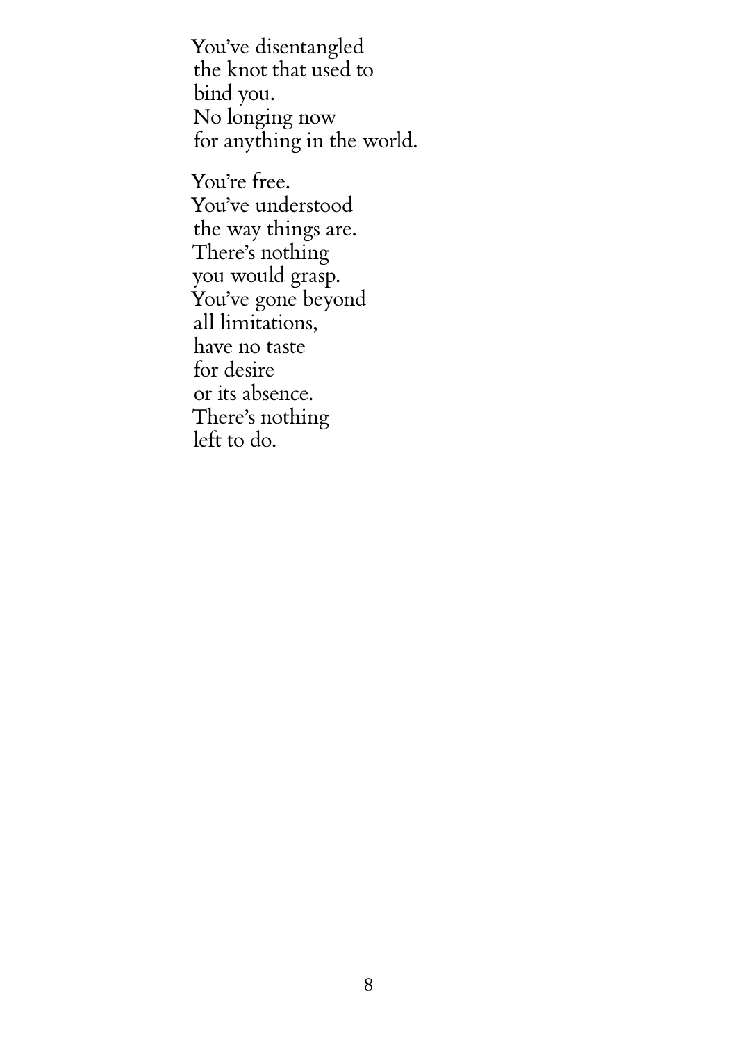You've disentangled
the knot that used to
bind you.
No longing now
for anything in the world.

You're free.
You've understood
the way things are.
There's nothing
you would grasp.
You've gone beyond
all limitations,
have no taste
for desire
or its absence.
There's nothing
left to do.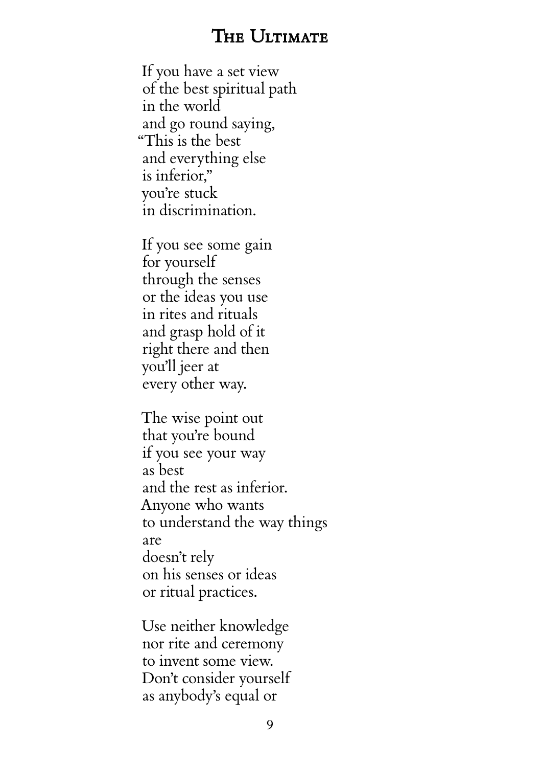# The Ultimate

If you have a set view  
of the best spiritual path  
in the world  
and go round saying,  
"This is the best  
and everything else  
is inferior,"  
you're stuck  
in discrimination.

If you see some gain  
for yourself  
through the senses  
or the ideas you use  
in rites and rituals  
and grasp hold of it  
right there and then  
you'll jeer at  
every other way.

The wise point out  
that you're bound  
if you see your way  
as best  
and the rest as inferior.  
Anyone who wants  
to understand the way things  
are  
doesn't rely  
on his senses or ideas  
or ritual practices.

Use neither knowledge  
nor rite and ceremony  
to invent some view.  
Don't consider yourself  
as anybody's equal or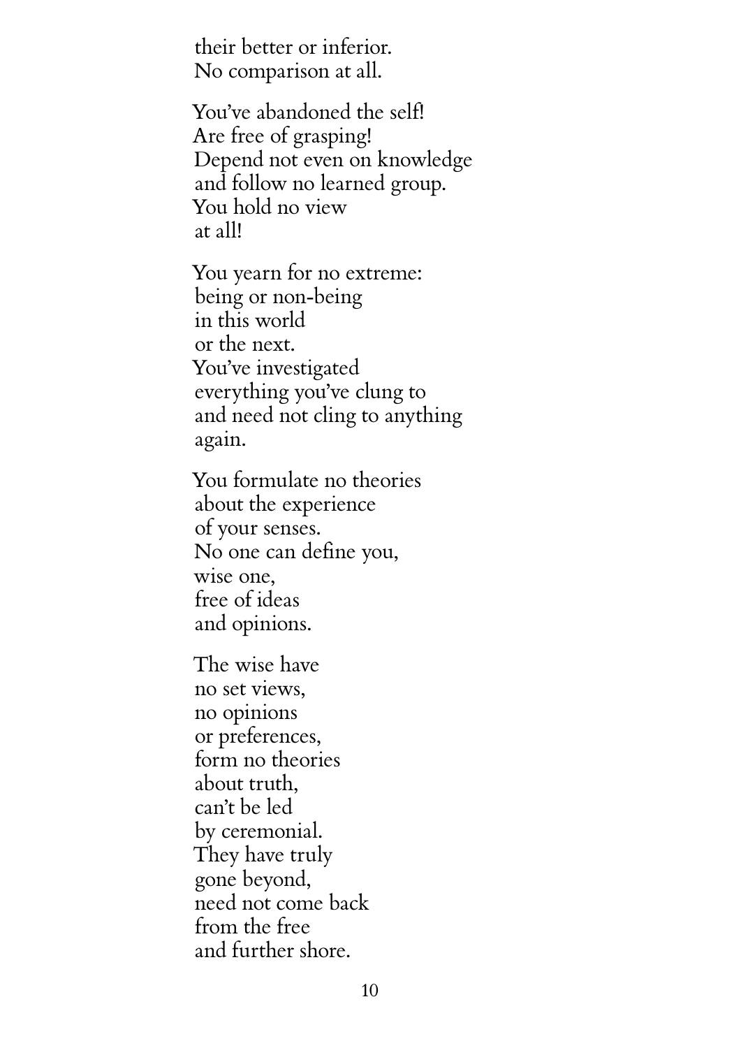their better or inferior.
No comparison at all.

You've abandoned the self!
Are free of grasping!
Depend not even on knowledge
and follow no learned group.
You hold no view
at all!

You yearn for no extreme:
being or non-being
in this world
or the next.
You've investigated
everything you've clung to
and need not cling to anything
again.

You formulate no theories
about the experience
of your senses.
No one can define you,
wise one,
free of ideas
and opinions.

The wise have
no set views,
no opinions
or preferences,
form no theories
about truth,
can't be led
by ceremonial.
They have truly
gone beyond,
need not come back
from the free
and further shore.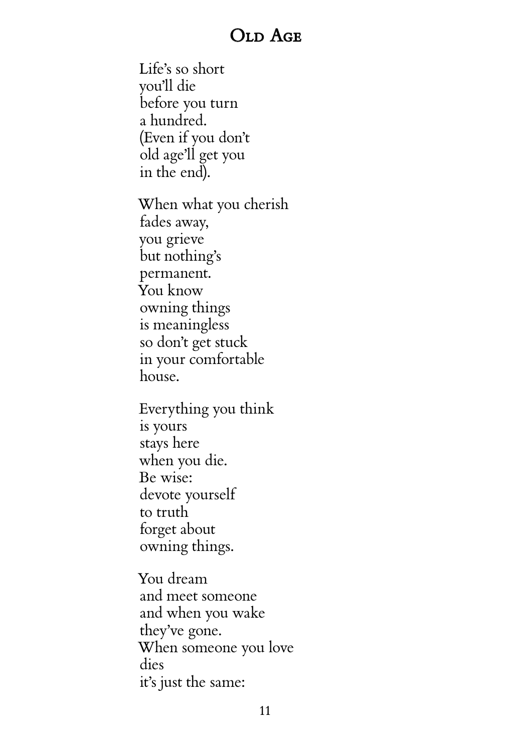# Old Age

Life's so short  
you'll die  
before you turn  
a hundred.  
(Even if you don't  
old age'll get you  
in the end).

When what you cherish  
fades away,  
you grieve  
but nothing's  
permanent.  
You know  
owning things  
is meaningless  
so don't get stuck  
in your comfortable  
house.

Everything you think  
is yours  
stays here  
when you die.  
Be wise:  
devote yourself  
to truth  
forget about  
owning things.

You dream  
and meet someone  
and when you wake  
they've gone.  
When someone you love  
dies  
it's just the same: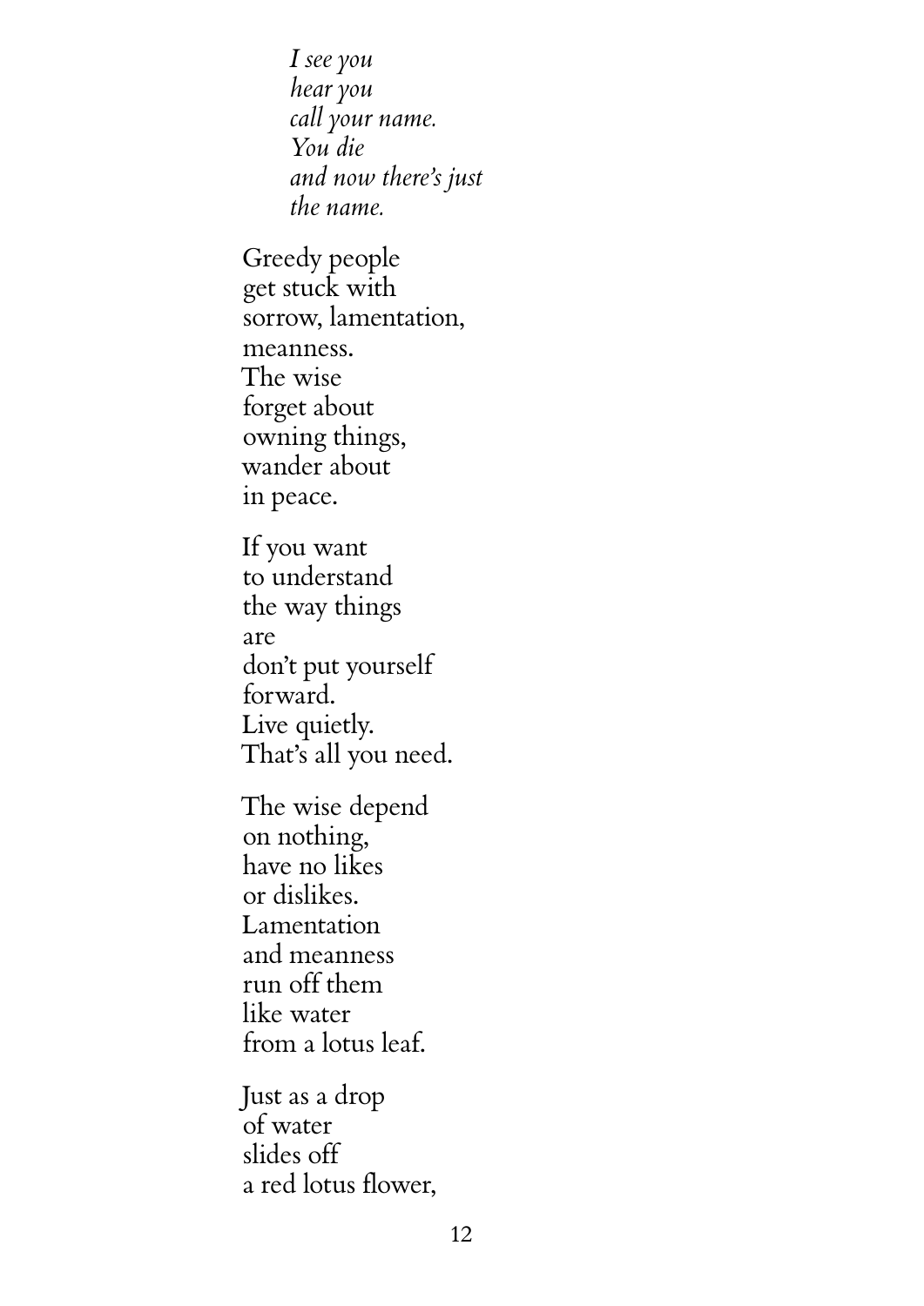*I see you*  
*hear you*  
*call your name.*  
*You die*  
*and now there's just*  
*the name.*

Greedy people  
get stuck with  
sorrow, lamentation,  
meanness.  
The wise  
forget about  
owning things,  
wander about  
in peace.

If you want  
to understand  
the way things  
are  
don't put yourself  
forward.  
Live quietly.  
That's all you need.

The wise depend  
on nothing,  
have no likes  
or dislikes.  
Lamentation  
and meanness  
run off them  
like water  
from a lotus leaf.

Just as a drop  
of water  
slides off  
a red lotus flower,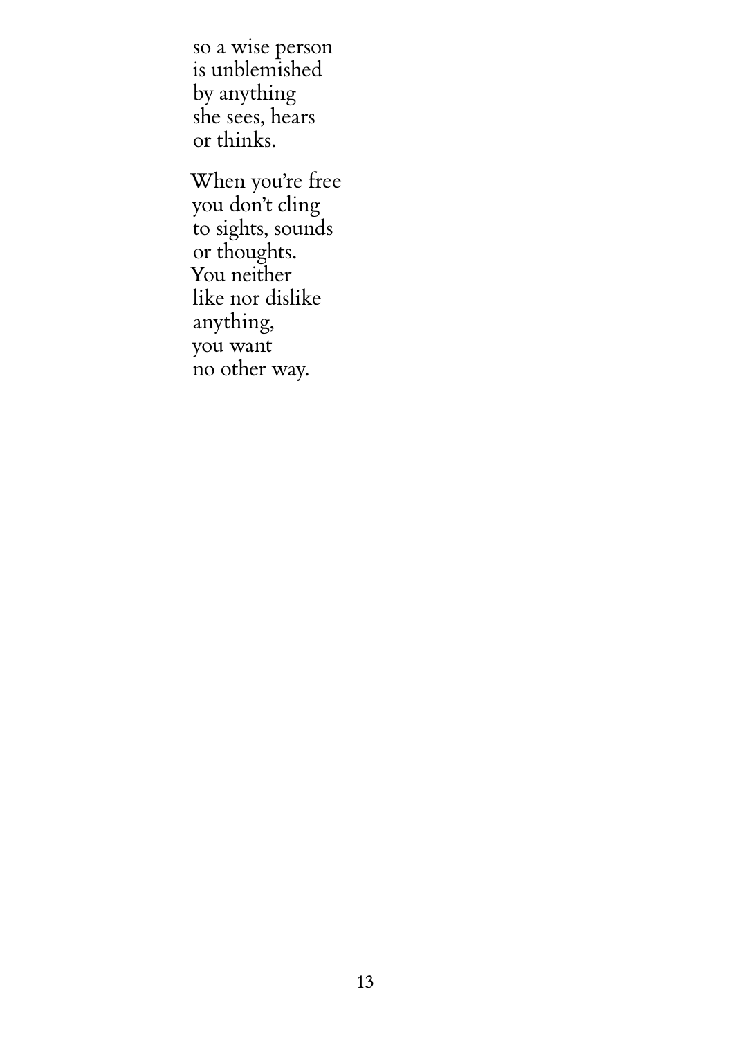so a wise person  
is unblemished  
by anything  
she sees, hears  
or thinks.

When you're free  
you don't cling  
to sights, sounds  
or thoughts.  
You neither  
like nor dislike  
anything,  
you want  
no other way.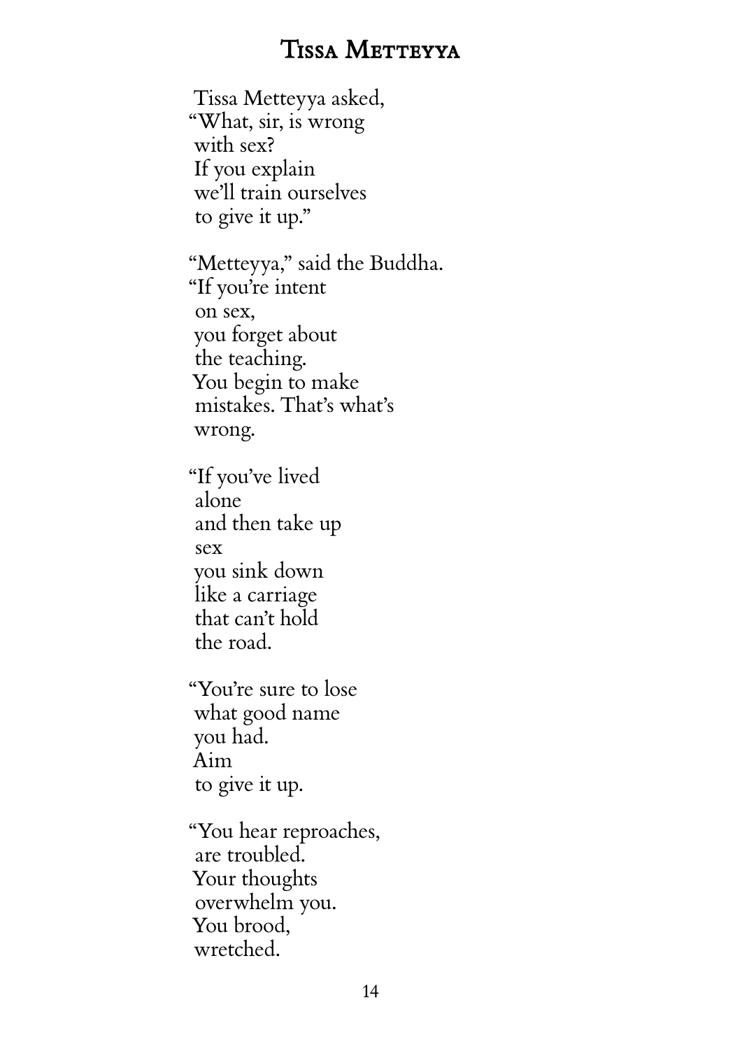# Tissa Metteyya

Tissa Metteyya asked,
"What, sir, is wrong
with sex?
If you explain
we'll train ourselves
to give it up."

"Metteyya," said the Buddha.
"If you're intent
on sex,
you forget about
the teaching.
You begin to make
mistakes. That's what's
wrong.

"If you've lived
alone
and then take up
sex
you sink down
like a carriage
that can't hold
the road.

"You're sure to lose
what good name
you had.
Aim
to give it up.

"You hear reproaches,
are troubled.
Your thoughts
overwhelm you.
You brood,
wretched.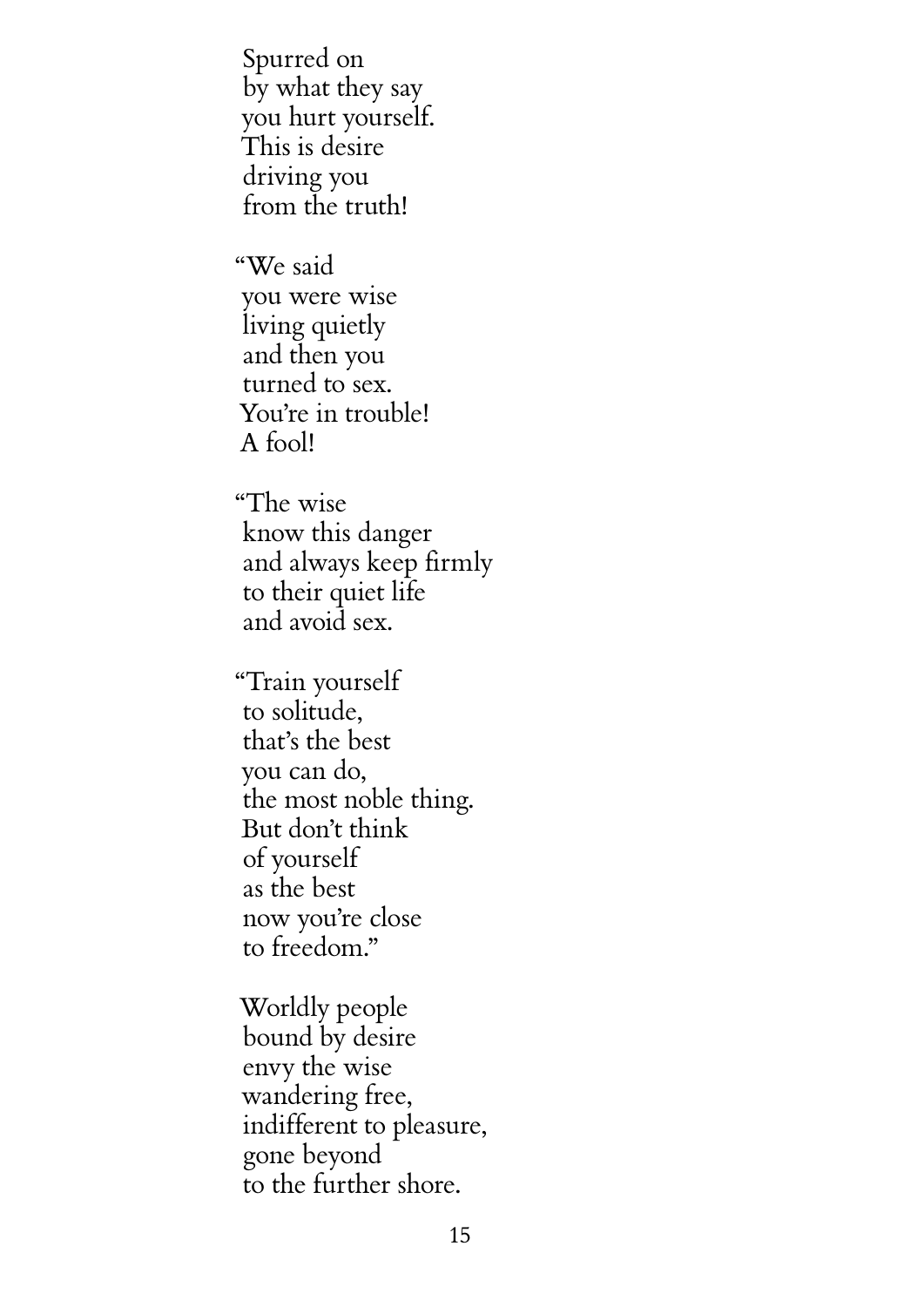Spurred on  
by what they say  
you hurt yourself.  
This is desire  
driving you  
from the truth!

"We said  
you were wise  
living quietly  
and then you  
turned to sex.  
You're in trouble!  
A fool!

"The wise  
know this danger  
and always keep firmly  
to their quiet life  
and avoid sex.

"Train yourself  
to solitude,  
that's the best  
you can do,  
the most noble thing.  
But don't think  
of yourself  
as the best  
now you're close  
to freedom."

Worldly people  
bound by desire  
envy the wise  
wandering free,  
indifferent to pleasure,  
gone beyond  
to the further shore.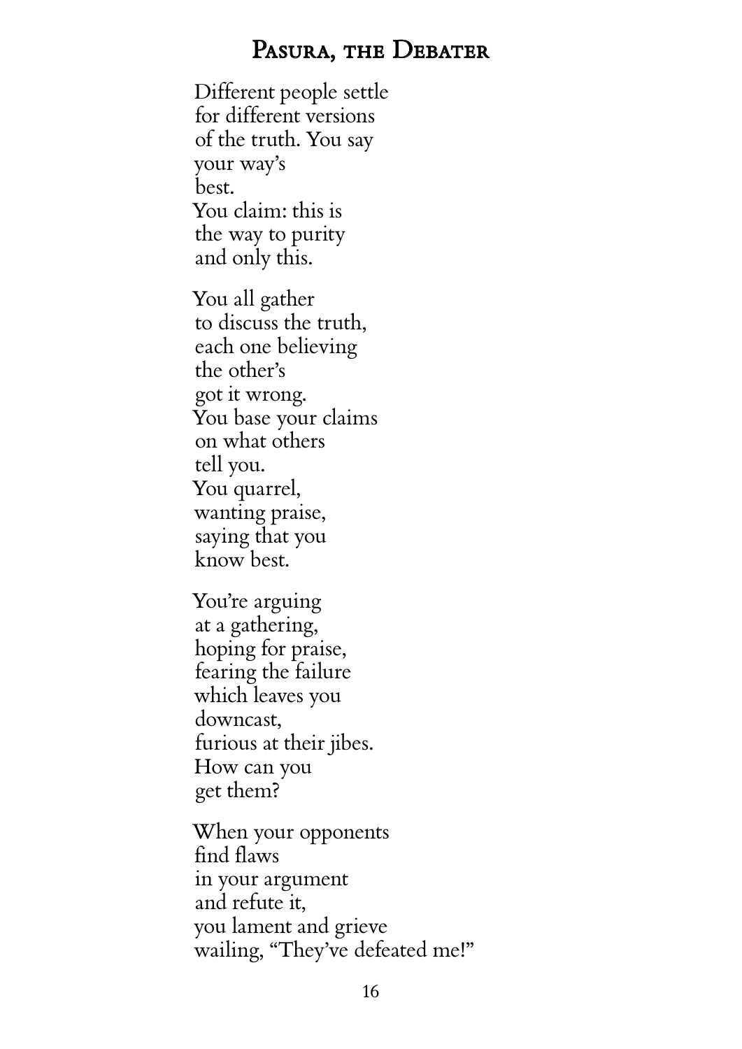## Pasura, the Debater

Different people settle  
for different versions  
of the truth. You say  
your way's  
best.  
You claim: this is  
the way to purity  
and only this.

You all gather  
to discuss the truth,  
each one believing  
the other's  
got it wrong.  
You base your claims  
on what others  
tell you.  
You quarrel,  
wanting praise,  
saying that you  
know best.

You're arguing  
at a gathering,  
hoping for praise,  
fearing the failure  
which leaves you  
downcast,  
furious at their jibes.  
How can you  
get them?

When your opponents  
find flaws  
in your argument  
and refute it,  
you lament and grieve  
wailing, "They've defeated me!"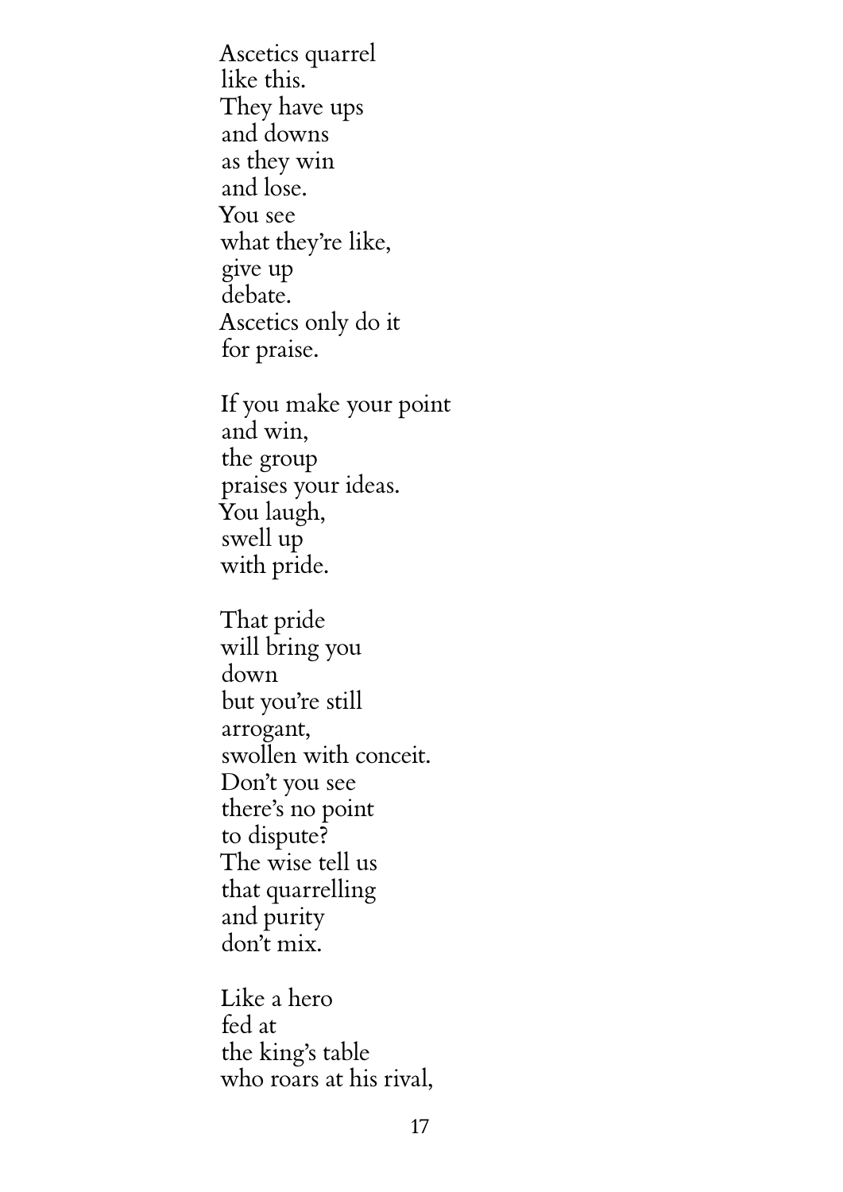Ascetics quarrel  
like this.  
They have ups  
and downs  
as they win  
and lose.  
You see  
what they're like,  
give up  
debate.  
Ascetics only do it  
for praise.

If you make your point  
and win,  
the group  
praises your ideas.  
You laugh,  
swell up  
with pride.

That pride  
will bring you  
down  
but you're still  
arrogant,  
swollen with conceit.  
Don't you see  
there's no point  
to dispute?  
The wise tell us  
that quarrelling  
and purity  
don't mix.

Like a hero  
fed at  
the king's table  
who roars at his rival,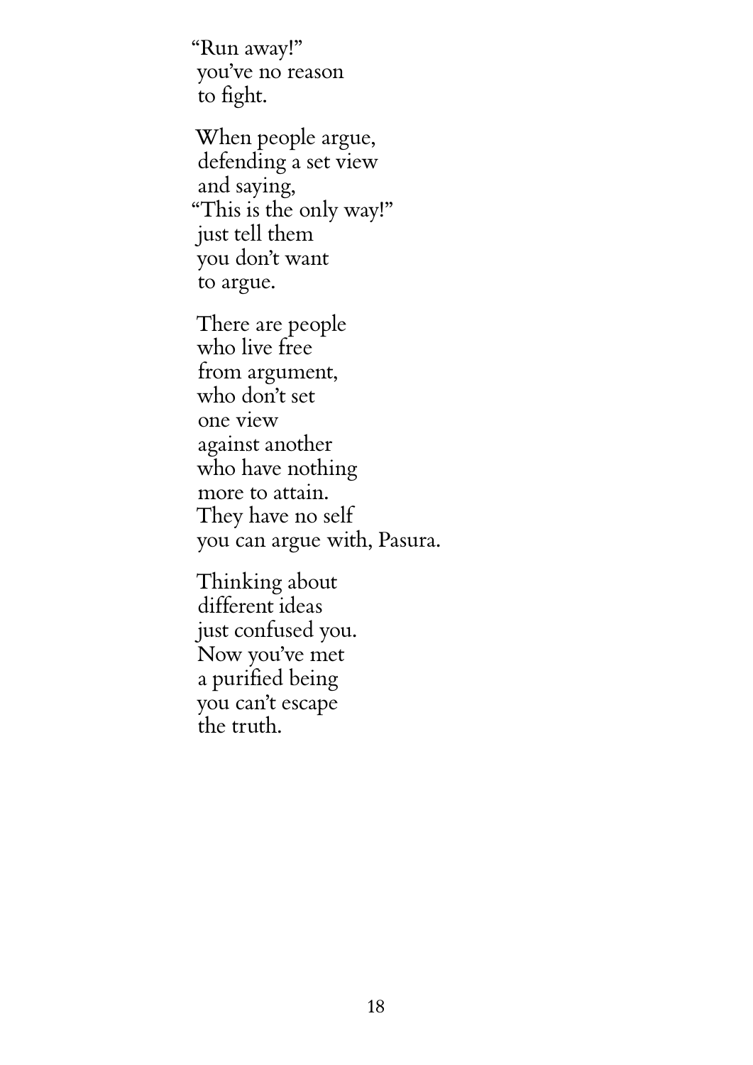"Run away!"  
you've no reason  
to fight.

When people argue,  
defending a set view  
and saying,  
"This is the only way!"  
just tell them  
you don't want  
to argue.

There are people  
who live free  
from argument,  
who don't set  
one view  
against another  
who have nothing  
more to attain.  
They have no self  
you can argue with, Pasura.

Thinking about  
different ideas  
just confused you.  
Now you've met  
a purified being  
you can't escape  
the truth.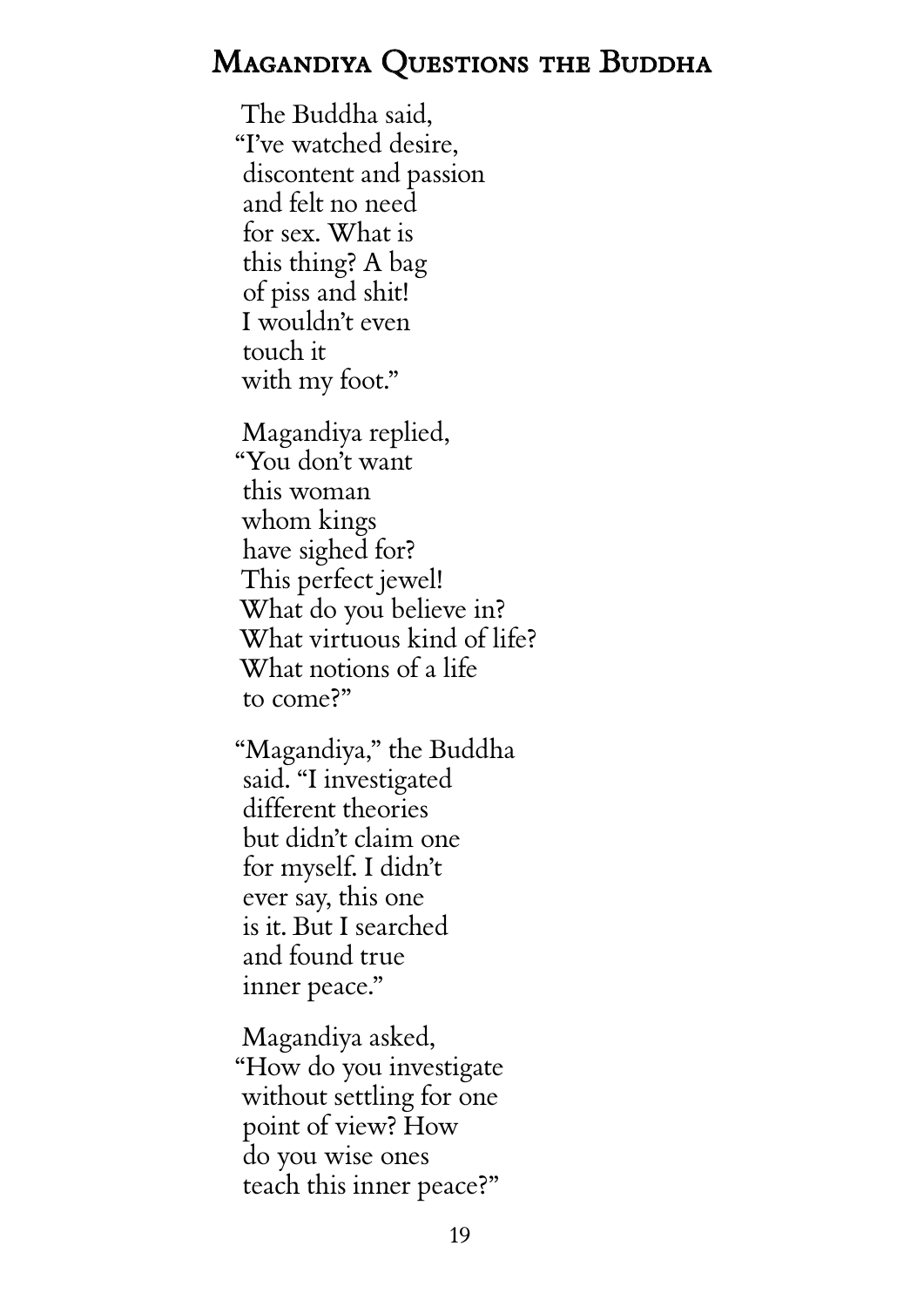# Magandiya Questions the Buddha

The Buddha said,
"I've watched desire,
discontent and passion
and felt no need
for sex. What is
this thing? A bag
of piss and shit!
I wouldn't even
touch it
with my foot."

Magandiya replied,
"You don't want
this woman
whom kings
have sighed for?
This perfect jewel!
What do you believe in?
What virtuous kind of life?
What notions of a life
to come?"

"Magandiya," the Buddha
said. "I investigated
different theories
but didn't claim one
for myself. I didn't
ever say, this one
is it. But I searched
and found true
inner peace."

Magandiya asked,
"How do you investigate
without settling for one
point of view? How
do you wise ones
teach this inner peace?"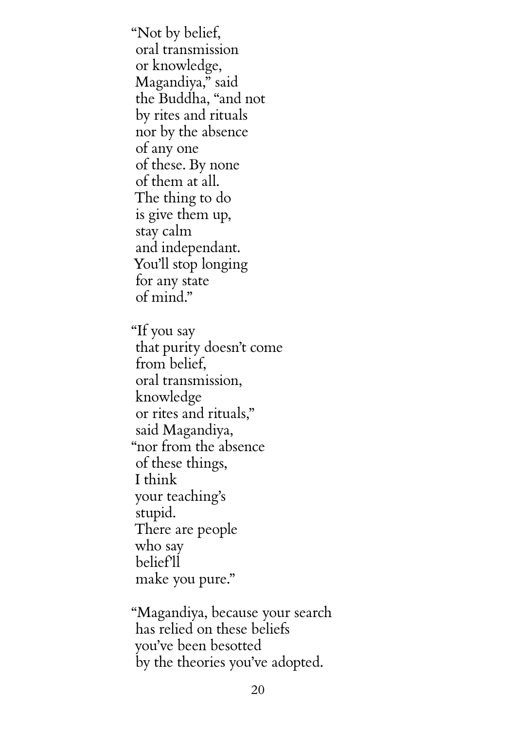"Not by belief,  
oral transmission  
or knowledge,  
Magandiya," said  
the Buddha, "and not  
by rites and rituals  
nor by the absence  
of any one  
of these. By none  
of them at all.  
The thing to do  
is give them up,  
stay calm  
and independant.  
You'll stop longing  
for any state  
of mind."

"If you say  
that purity doesn't come  
from belief,  
oral transmission,  
knowledge  
or rites and rituals,"  
said Magandiya,  
"nor from the absence  
of these things,  
I think  
your teaching's  
stupid.  
There are people  
who say  
belief'll  
make you pure."

"Magandiya, because your search  
has relied on these beliefs  
you've been besotted  
by the theories you've adopted.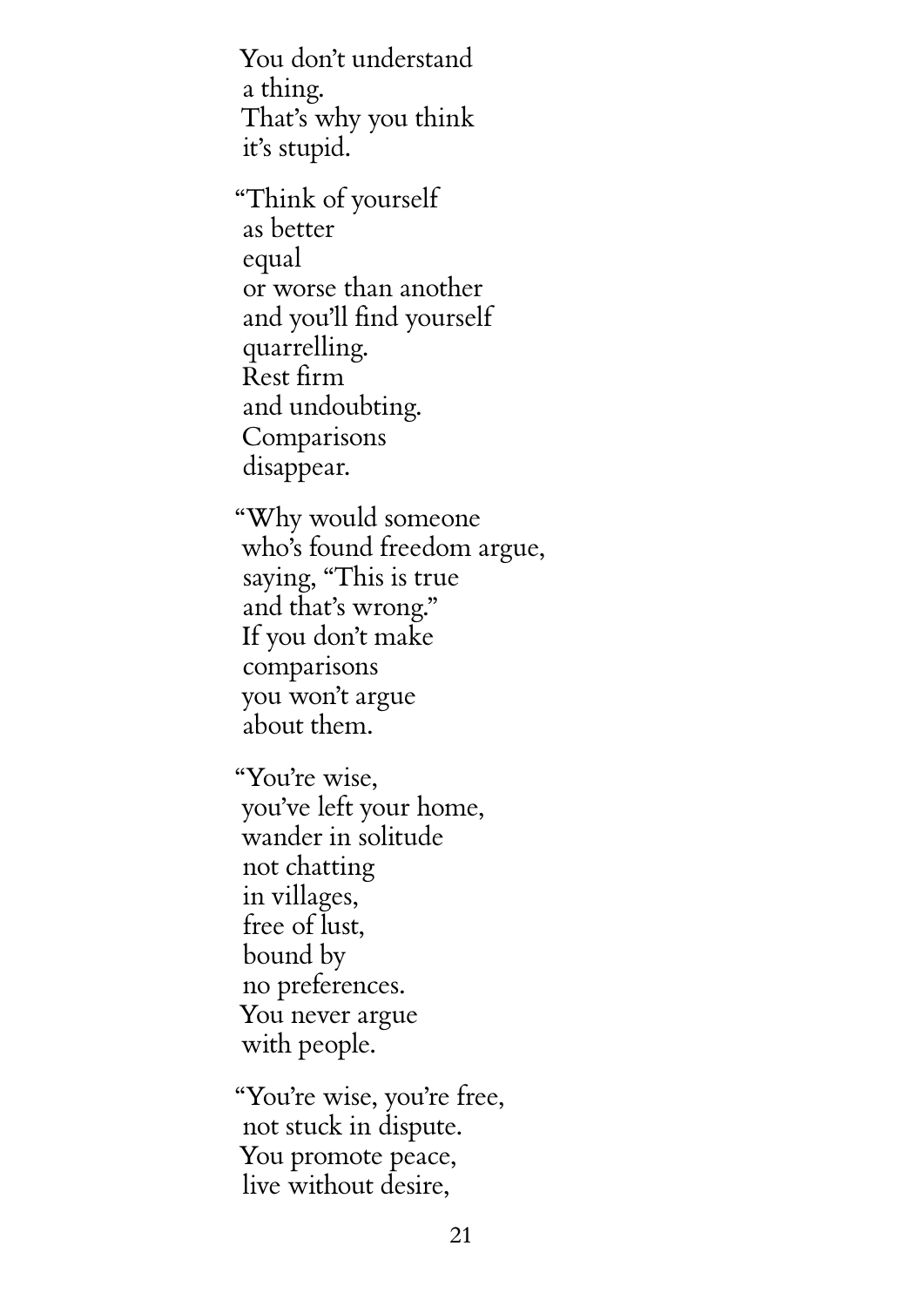You don't understand
a thing.
That's why you think
it's stupid.

"Think of yourself
as better
equal
or worse than another
and you'll find yourself
quarrelling.
Rest firm
and undoubting.
Comparisons
disappear.

"Why would someone
who's found freedom argue,
saying, "This is true
and that's wrong."
If you don't make
comparisons
you won't argue
about them.

"You're wise,
you've left your home,
wander in solitude
not chatting
in villages,
free of lust,
bound by
no preferences.
You never argue
with people.

"You're wise, you're free,
not stuck in dispute.
You promote peace,
live without desire,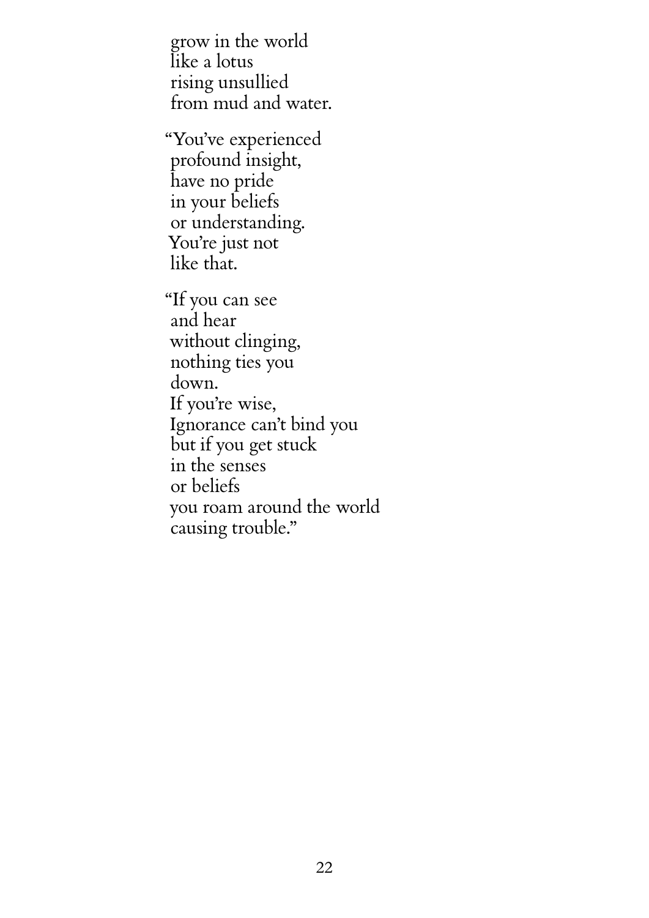grow in the world  
like a lotus  
rising unsullied  
from mud and water.

"You've experienced  
profound insight,  
have no pride  
in your beliefs  
or understanding.  
You're just not  
like that.

"If you can see  
and hear  
without clinging,  
nothing ties you  
down.  
If you're wise,  
Ignorance can't bind you  
but if you get stuck  
in the senses  
or beliefs  
you roam around the world  
causing trouble."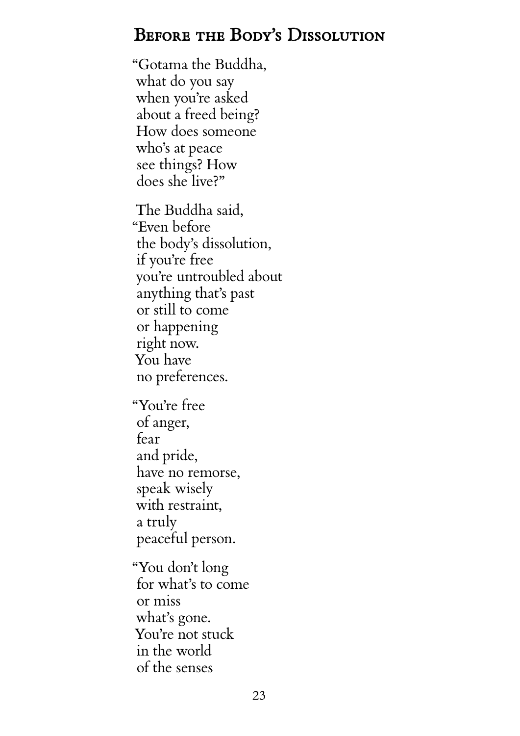## Before the Body's Dissolution

"Gotama the Buddha,
what do you say
when you're asked
about a freed being?
How does someone
who's at peace
see things? How
does she live?"

The Buddha said,
"Even before
the body's dissolution,
if you're free
you're untroubled about
anything that's past
or still to come
or happening
right now.
You have
no preferences.

"You're free
of anger,
fear
and pride,
have no remorse,
speak wisely
with restraint,
a truly
peaceful person.

"You don't long
for what's to come
or miss
what's gone.
You're not stuck
in the world
of the senses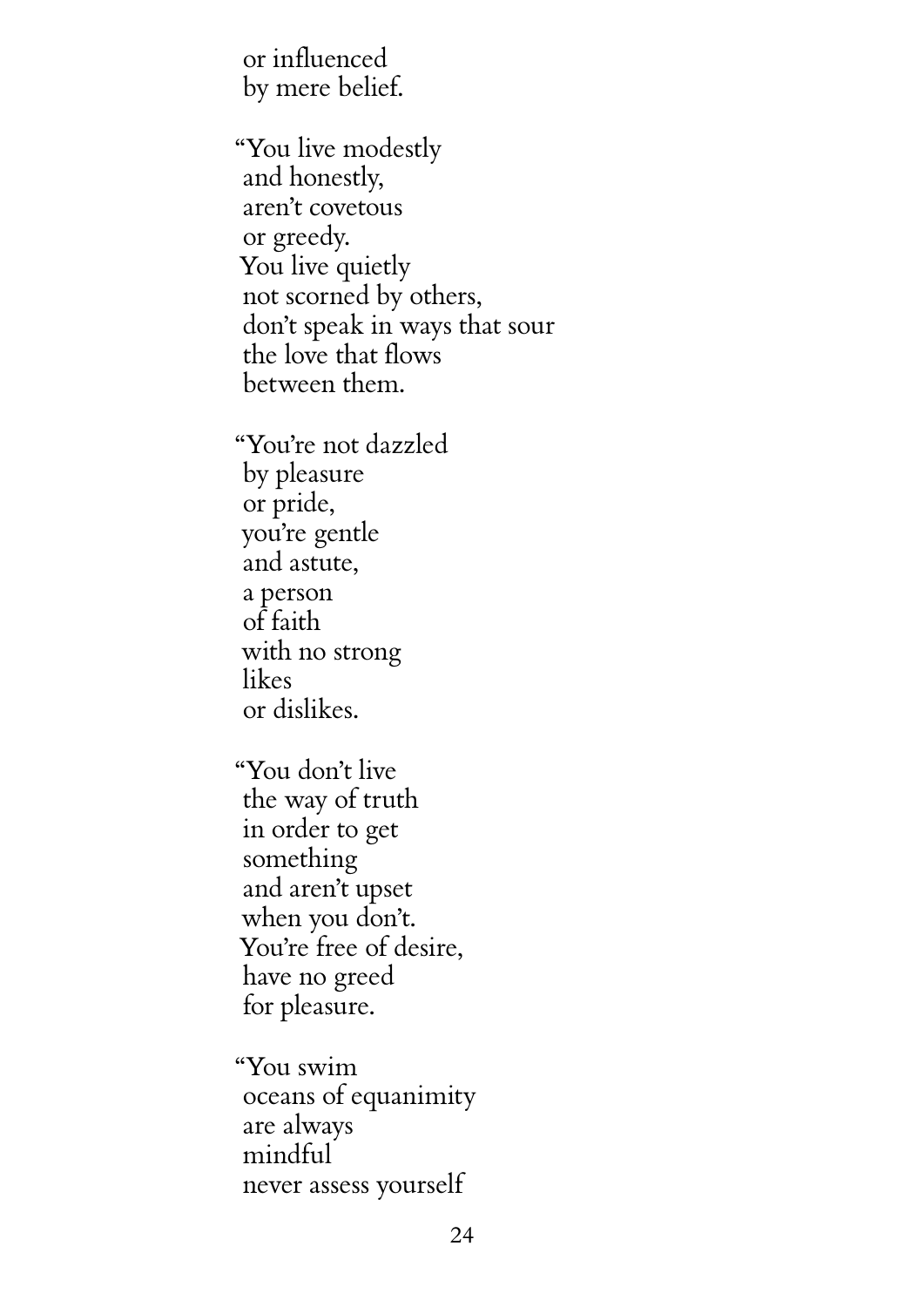or influenced
by mere belief.

"You live modestly
and honestly,
aren't covetous
or greedy.
You live quietly
not scorned by others,
don't speak in ways that sour
the love that flows
between them.

"You're not dazzled
by pleasure
or pride,
you're gentle
and astute,
a person
of faith
with no strong
likes
or dislikes.

"You don't live
the way of truth
in order to get
something
and aren't upset
when you don't.
You're free of desire,
have no greed
for pleasure.

"You swim
oceans of equanimity
are always
mindful
never assess yourself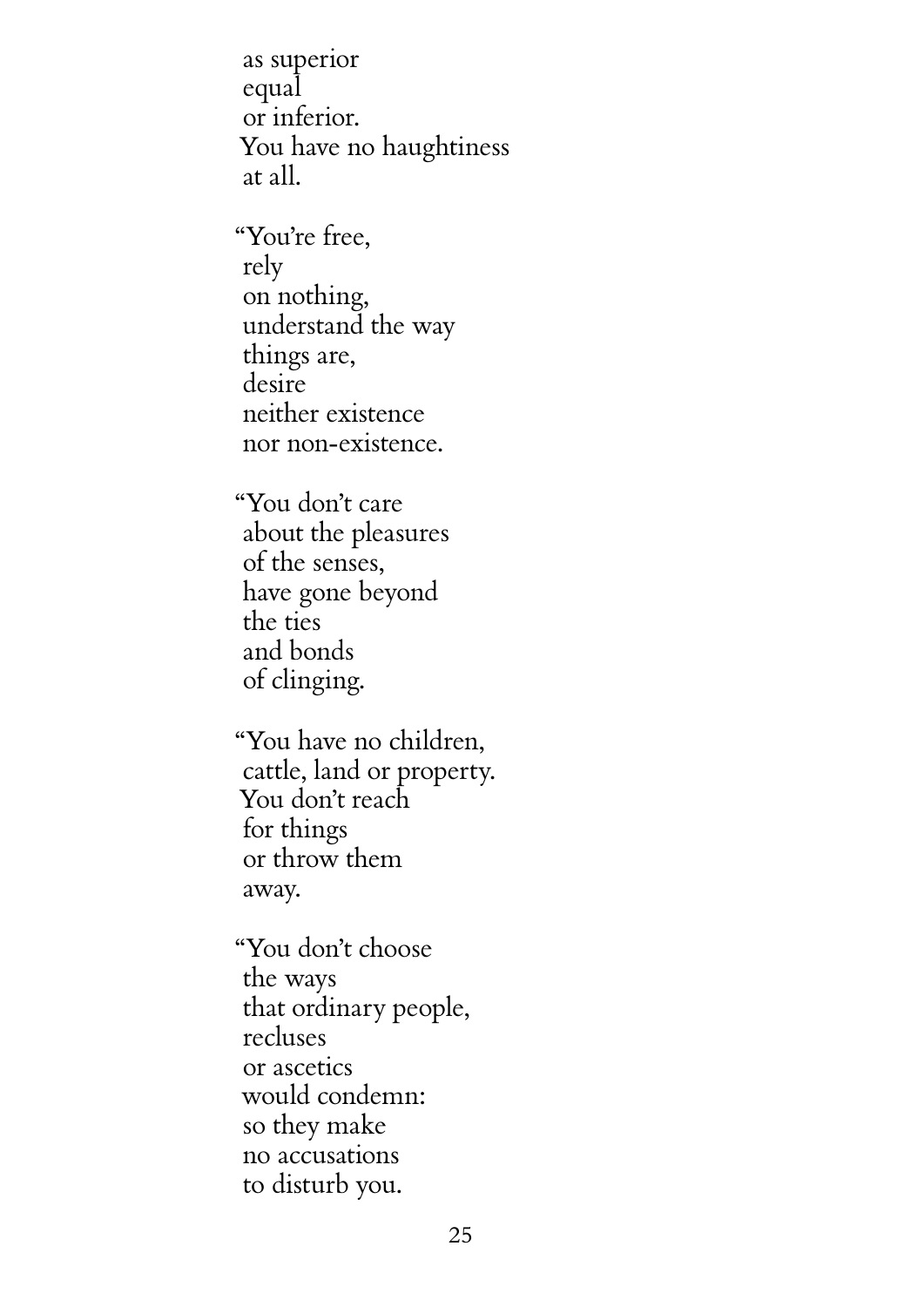as superior  
equal  
or inferior.  
You have no haughtiness  
at all.

"You're free,  
rely  
on nothing,  
understand the way  
things are,  
desire  
neither existence  
nor non-existence.

"You don't care  
about the pleasures  
of the senses,  
have gone beyond  
the ties  
and bonds  
of clinging.

"You have no children,  
cattle, land or property.  
You don't reach  
for things  
or throw them  
away.

"You don't choose  
the ways  
that ordinary people,  
recluses  
or ascetics  
would condemn:  
so they make  
no accusations  
to disturb you.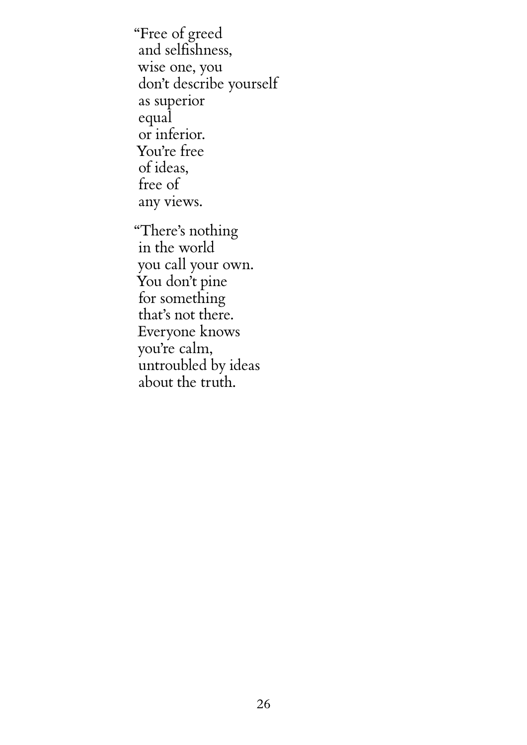"Free of greed  
and selfishness,  
wise one, you  
don't describe yourself  
as superior  
equal  
or inferior.  
You're free  
of ideas,  
free of  
any views.

"There's nothing  
in the world  
you call your own.  
You don't pine  
for something  
that's not there.  
Everyone knows  
you're calm,  
untroubled by ideas  
about the truth.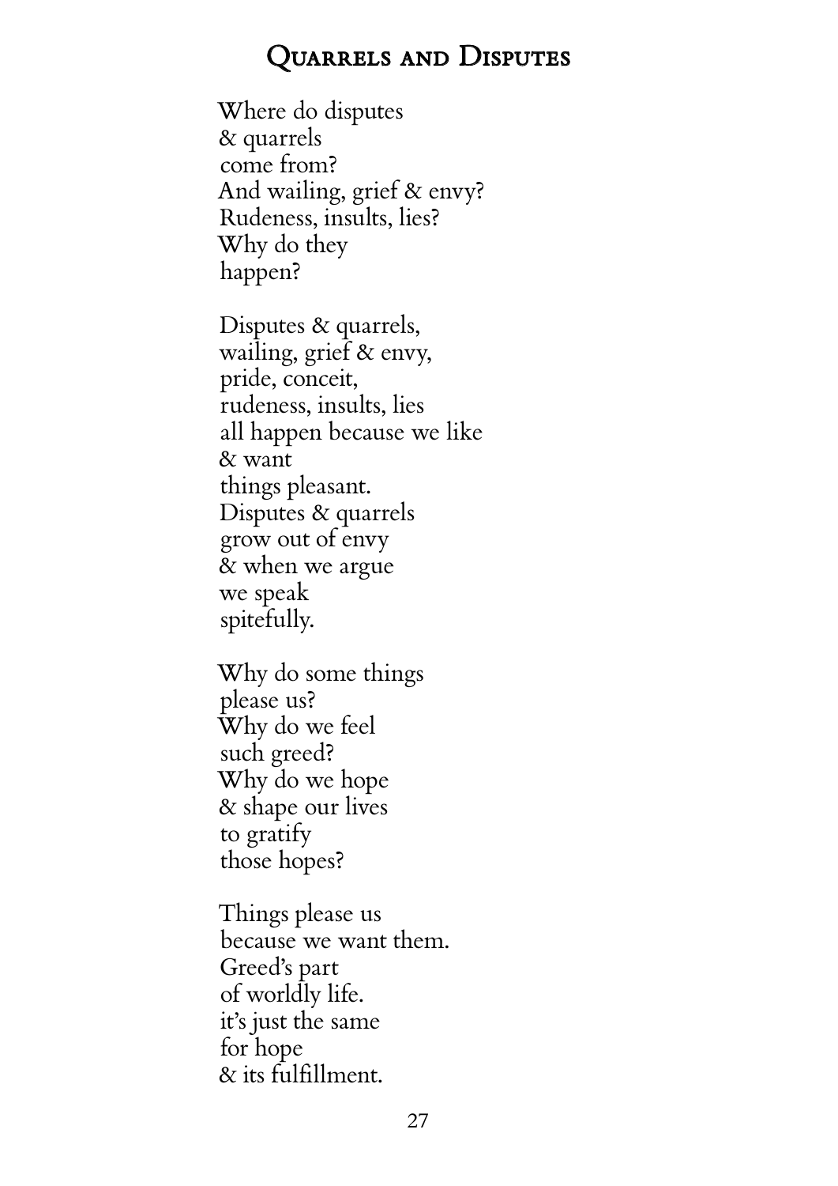## Quarrels and Disputes

Where do disputes  
& quarrels  
come from?  
And wailing, grief & envy?  
Rudeness, insults, lies?  
Why do they  
happen?

Disputes & quarrels,  
wailing, grief & envy,  
pride, conceit,  
rudeness, insults, lies  
all happen because we like  
& want  
things pleasant.  
Disputes & quarrels  
grow out of envy  
& when we argue  
we speak  
spitefully.

Why do some things  
please us?  
Why do we feel  
such greed?  
Why do we hope  
& shape our lives  
to gratify  
those hopes?

Things please us  
because we want them.  
Greed's part  
of worldly life.  
it's just the same  
for hope  
& its fulfillment.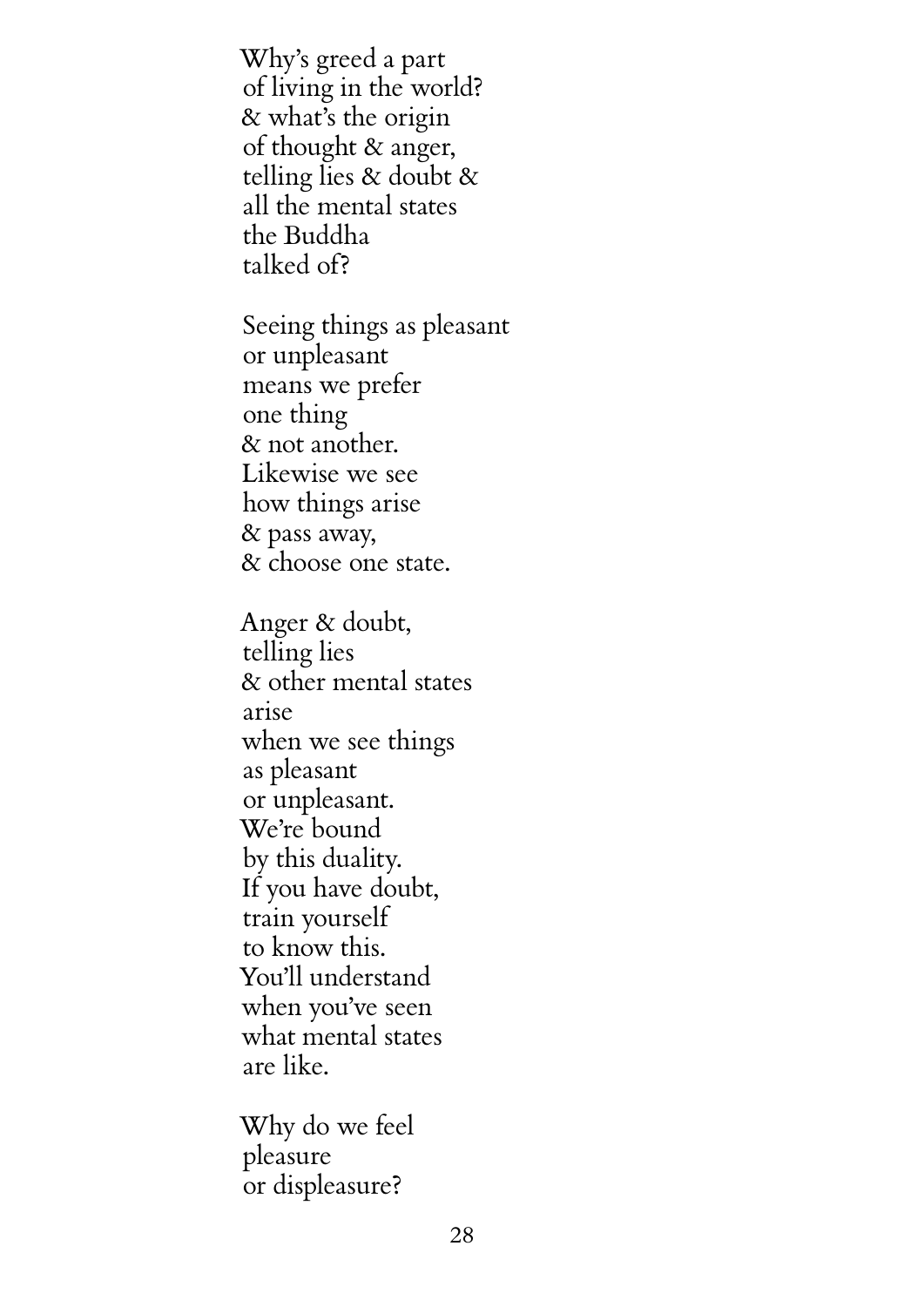Why's greed a part  
of living in the world?  
& what's the origin  
of thought & anger,  
telling lies & doubt &  
all the mental states  
the Buddha  
talked of?

Seeing things as pleasant  
or unpleasant  
means we prefer  
one thing  
& not another.  
Likewise we see  
how things arise  
& pass away,  
& choose one state.

Anger & doubt,  
telling lies  
& other mental states  
arise  
when we see things  
as pleasant  
or unpleasant.  
We're bound  
by this duality.  
If you have doubt,  
train yourself  
to know this.  
You'll understand  
when you've seen  
what mental states  
are like.

Why do we feel  
pleasure  
or displeasure?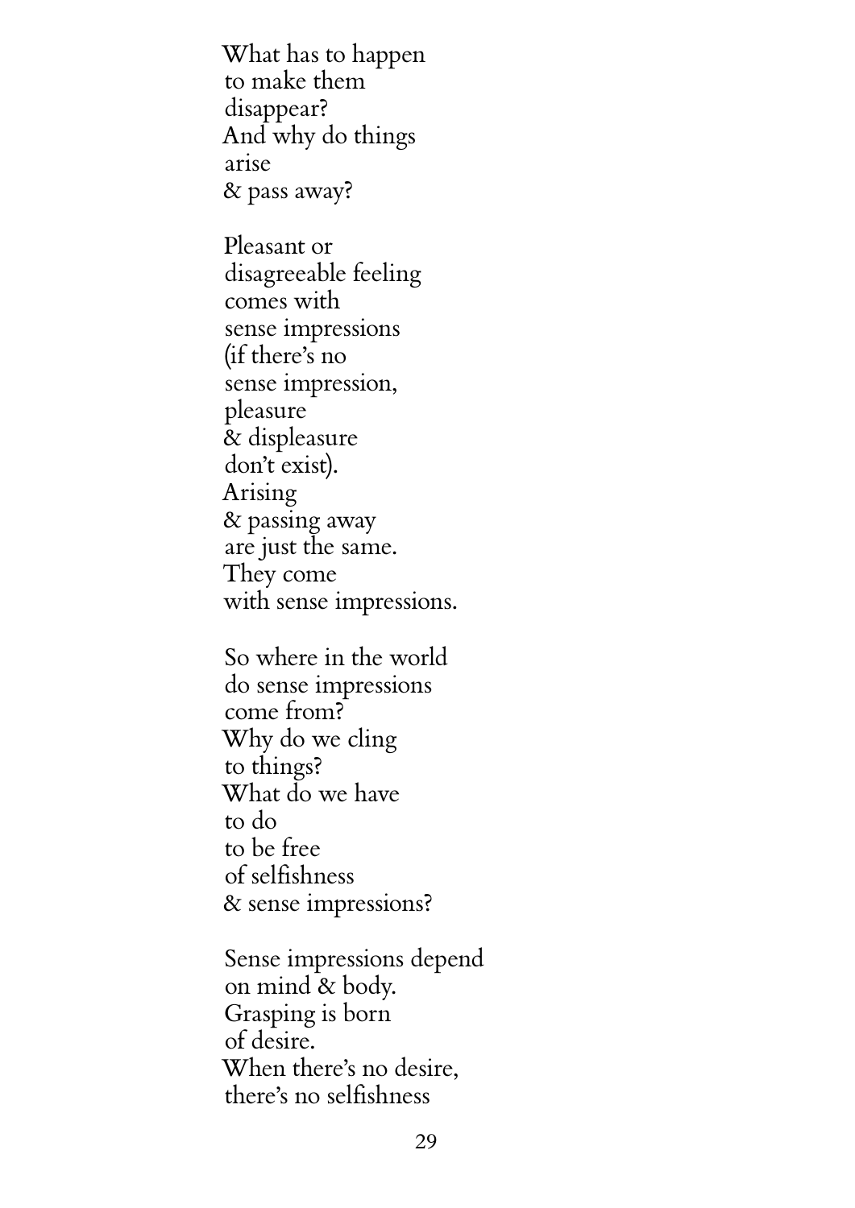What has to happen  
to make them  
disappear?  
And why do things  
arise  
& pass away?

Pleasant or  
disagreeable feeling  
comes with  
sense impressions  
(if there's no  
sense impression,  
pleasure  
& displeasure  
don't exist).  
Arising  
& passing away  
are just the same.  
They come  
with sense impressions.

So where in the world  
do sense impressions  
come from?  
Why do we cling  
to things?  
What do we have  
to do  
to be free  
of selfishness  
& sense impressions?

Sense impressions depend  
on mind & body.  
Grasping is born  
of desire.  
When there's no desire,  
there's no selfishness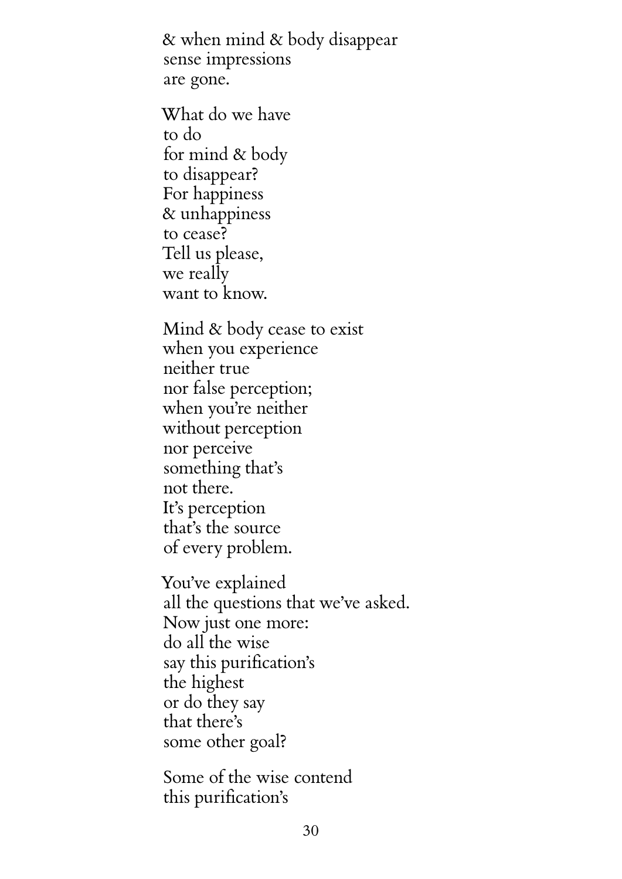& when mind & body disappear
sense impressions
are gone.

What do we have
to do
for mind & body
to disappear?
For happiness
& unhappiness
to cease?
Tell us please,
we really
want to know.

Mind & body cease to exist
when you experience
neither true
nor false perception;
when you're neither
without perception
nor perceive
something that's
not there.
It's perception
that's the source
of every problem.

You've explained
all the questions that we've asked.
Now just one more:
do all the wise
say this purification's
the highest
or do they say
that there's
some other goal?

Some of the wise contend
this purification's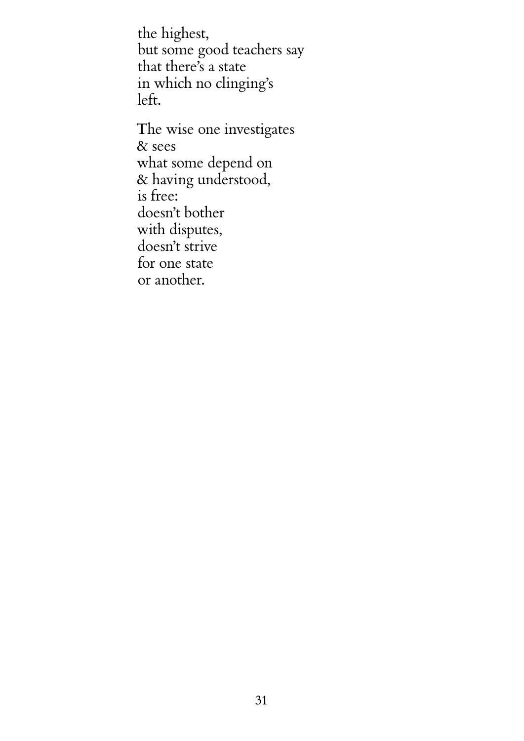the highest,
but some good teachers say
that there's a state
in which no clinging's
left.

The wise one investigates
& sees
what some depend on
& having understood,
is free:
doesn't bother
with disputes,
doesn't strive
for one state
or another.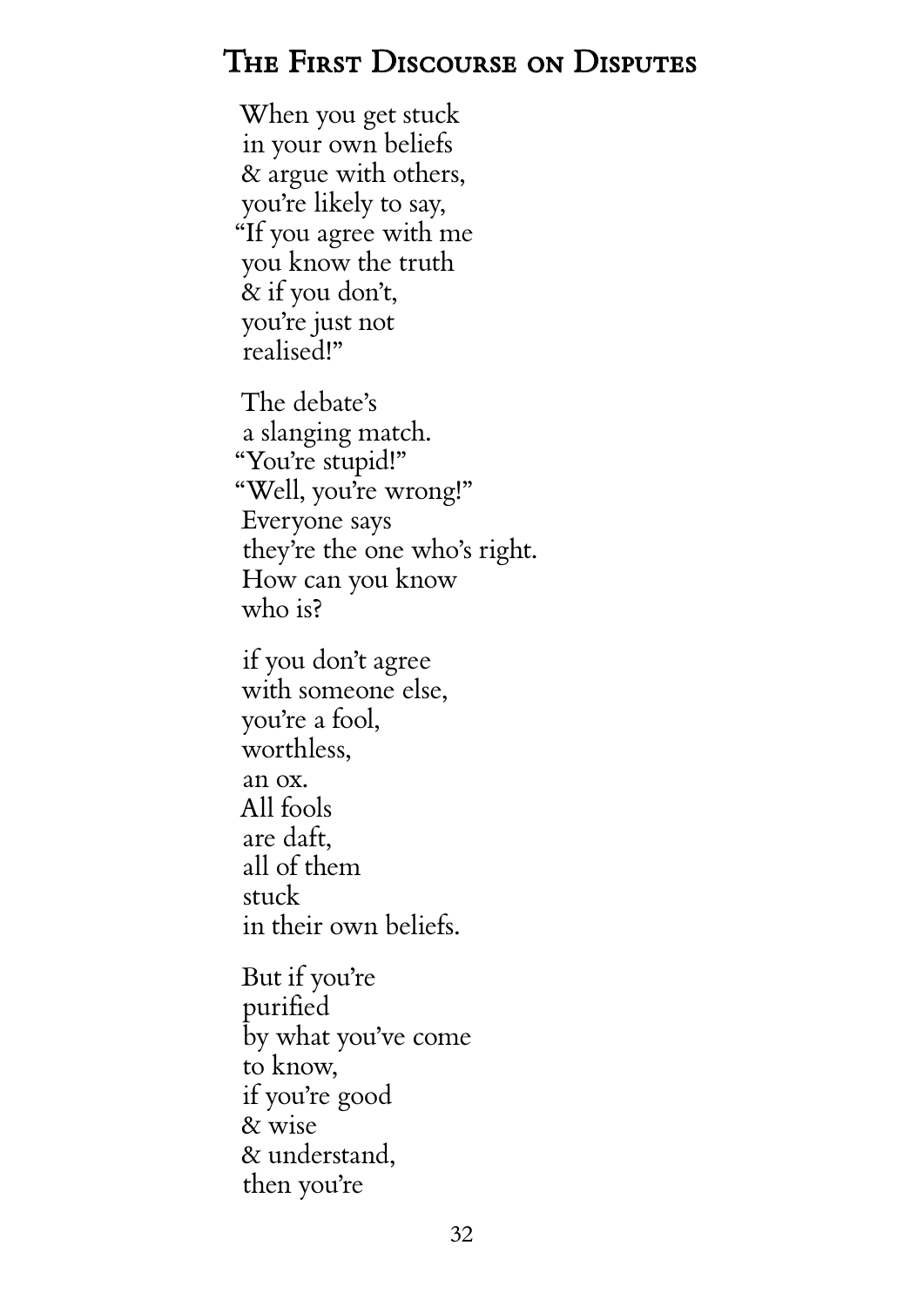## The First Discourse on Disputes

When you get stuck  
in your own beliefs  
& argue with others,  
you're likely to say,  
"If you agree with me  
you know the truth  
& if you don't,  
you're just not  
realised!"

The debate's  
a slanging match.  
"You're stupid!"  
"Well, you're wrong!"  
Everyone says  
they're the one who's right.  
How can you know  
who is?

if you don't agree  
with someone else,  
you're a fool,  
worthless,  
an ox.  
All fools  
are daft,  
all of them  
stuck  
in their own beliefs.

But if you're  
purified  
by what you've come  
to know,  
if you're good  
& wise  
& understand,  
then you're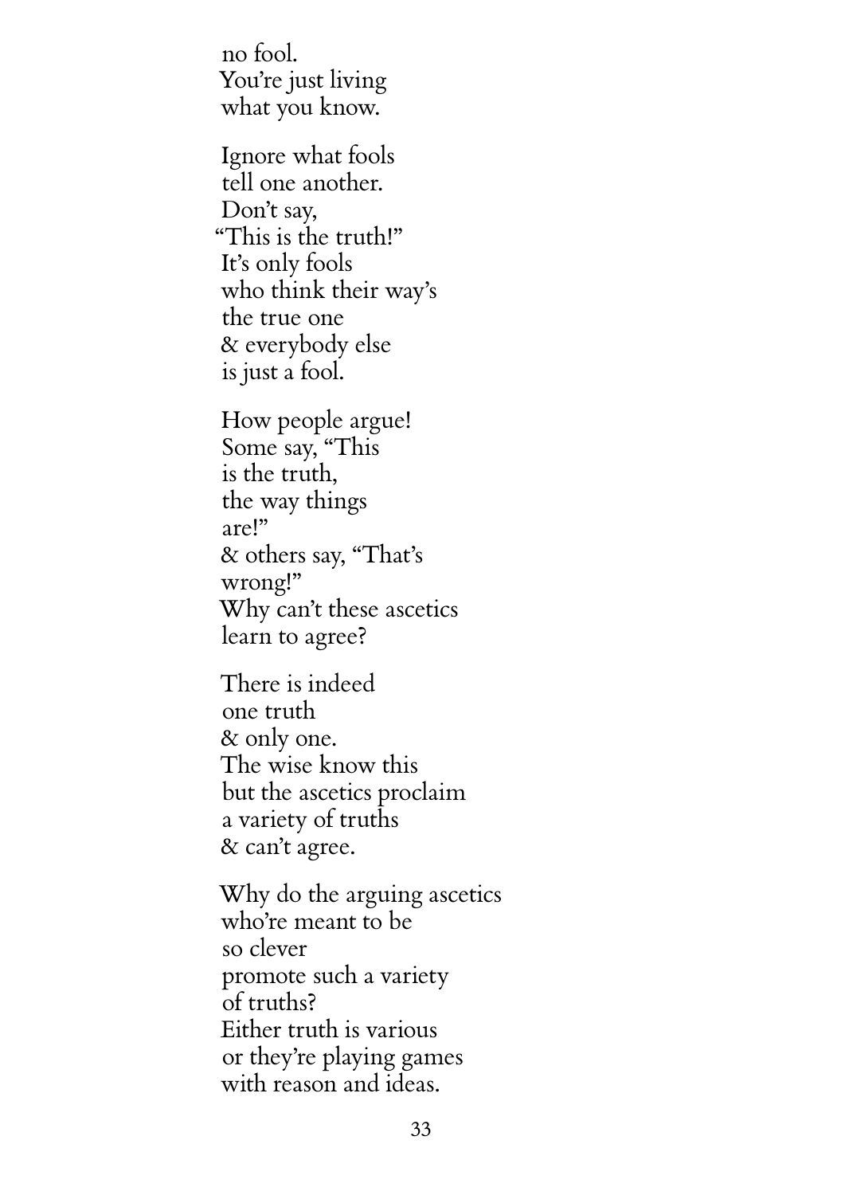no fool.  
You're just living  
what you know.

Ignore what fools  
tell one another.  
Don't say,  
"This is the truth!"  
It's only fools  
who think their way's  
the true one  
& everybody else  
is just a fool.

How people argue!  
Some say, "This  
is the truth,  
the way things  
are!"  
& others say, "That's  
wrong!"  
Why can't these ascetics  
learn to agree?

There is indeed  
one truth  
& only one.  
The wise know this  
but the ascetics proclaim  
a variety of truths  
& can't agree.

Why do the arguing ascetics  
who're meant to be  
so clever  
promote such a variety  
of truths?  
Either truth is various  
or they're playing games  
with reason and ideas.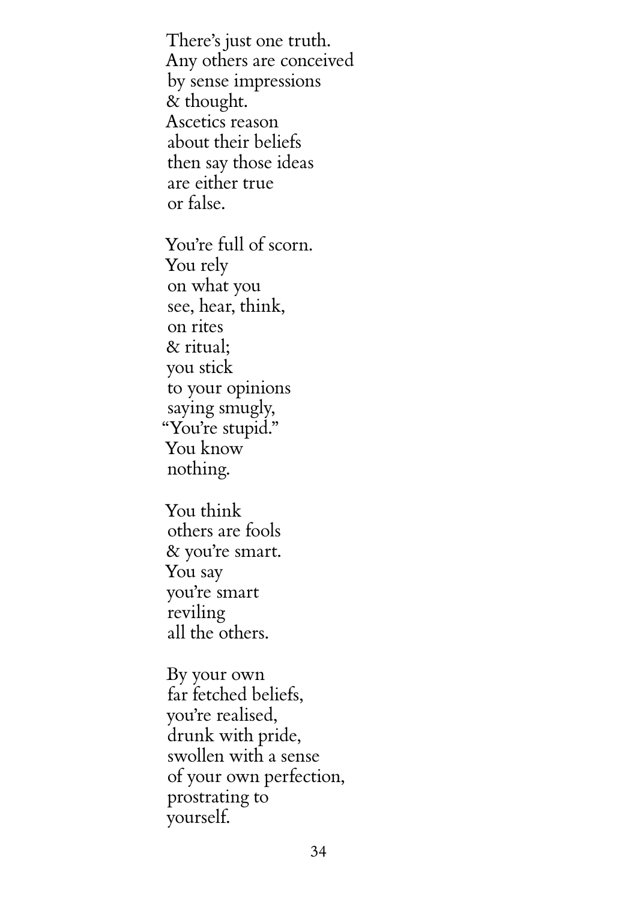There's just one truth.
Any others are conceived
by sense impressions
& thought.
Ascetics reason
about their beliefs
then say those ideas
are either true
or false.

You're full of scorn.
You rely
on what you
see, hear, think,
on rites
& ritual;
you stick
to your opinions
saying smugly,
"You're stupid."
You know
nothing.

You think
others are fools
& you're smart.
You say
you're smart
reviling
all the others.

By your own
far fetched beliefs,
you're realised,
drunk with pride,
swollen with a sense
of your own perfection,
prostrating to
yourself.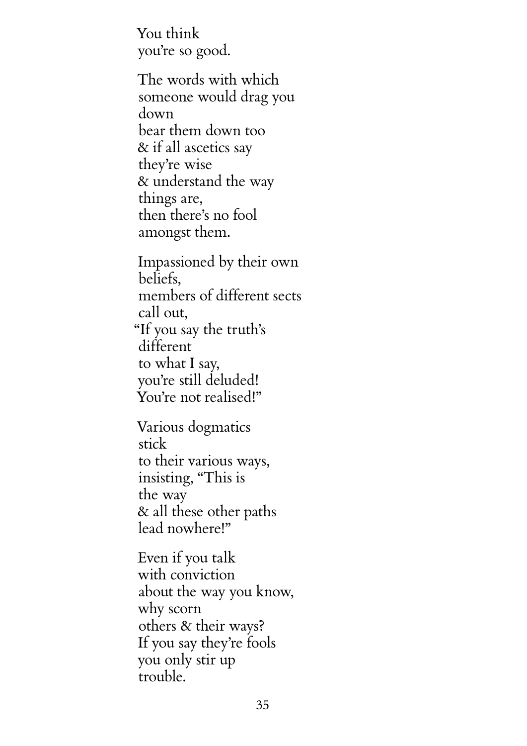You think  
you're so good.

The words with which  
someone would drag you  
down  
bear them down too  
& if all ascetics say  
they're wise  
& understand the way  
things are,  
then there's no fool  
amongst them.

Impassioned by their own  
beliefs,  
members of different sects  
call out,  
"If you say the truth's  
different  
to what I say,  
you're still deluded!  
You're not realised!"

Various dogmatics  
stick  
to their various ways,  
insisting, "This is  
the way  
& all these other paths  
lead nowhere!"

Even if you talk  
with conviction  
about the way you know,  
why scorn  
others & their ways?  
If you say they're fools  
you only stir up  
trouble.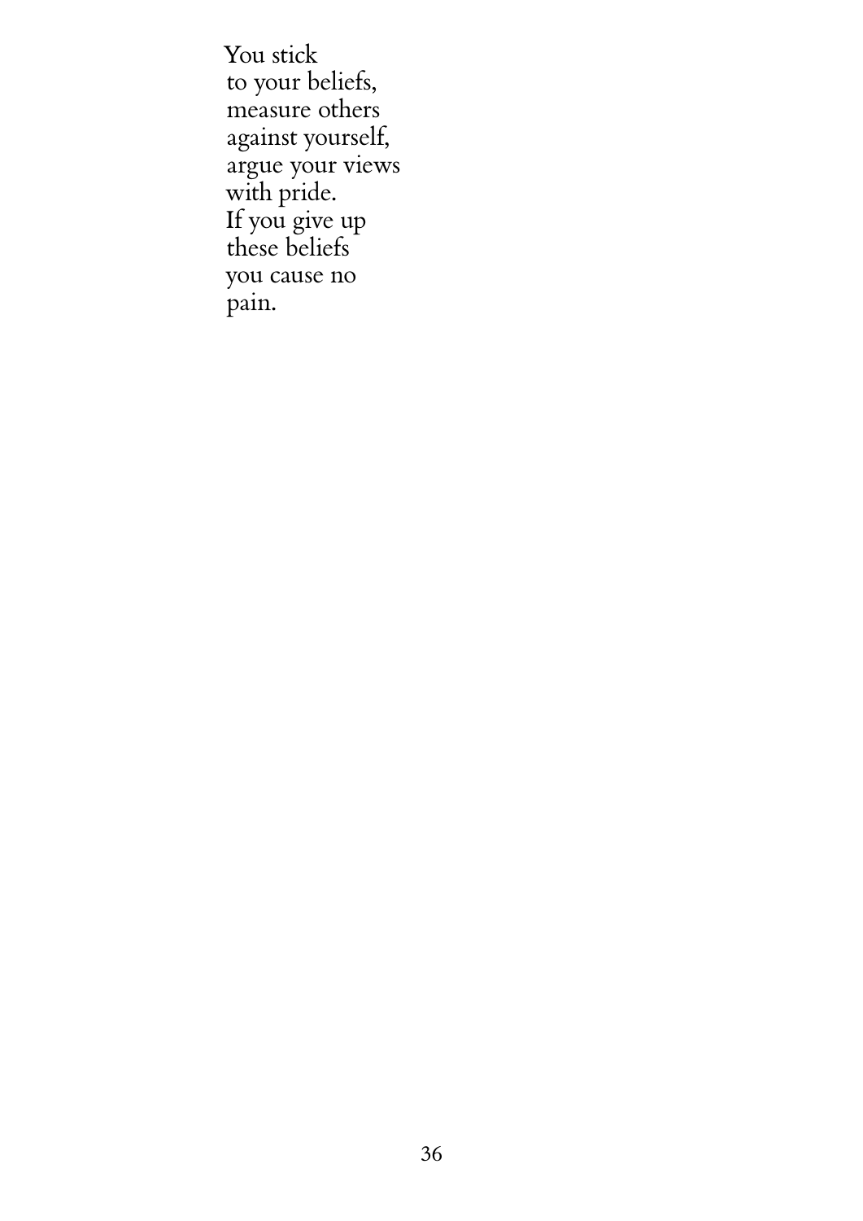You stick
to your beliefs,
measure others
against yourself,
argue your views
with pride.
If you give up
these beliefs
you cause no
pain.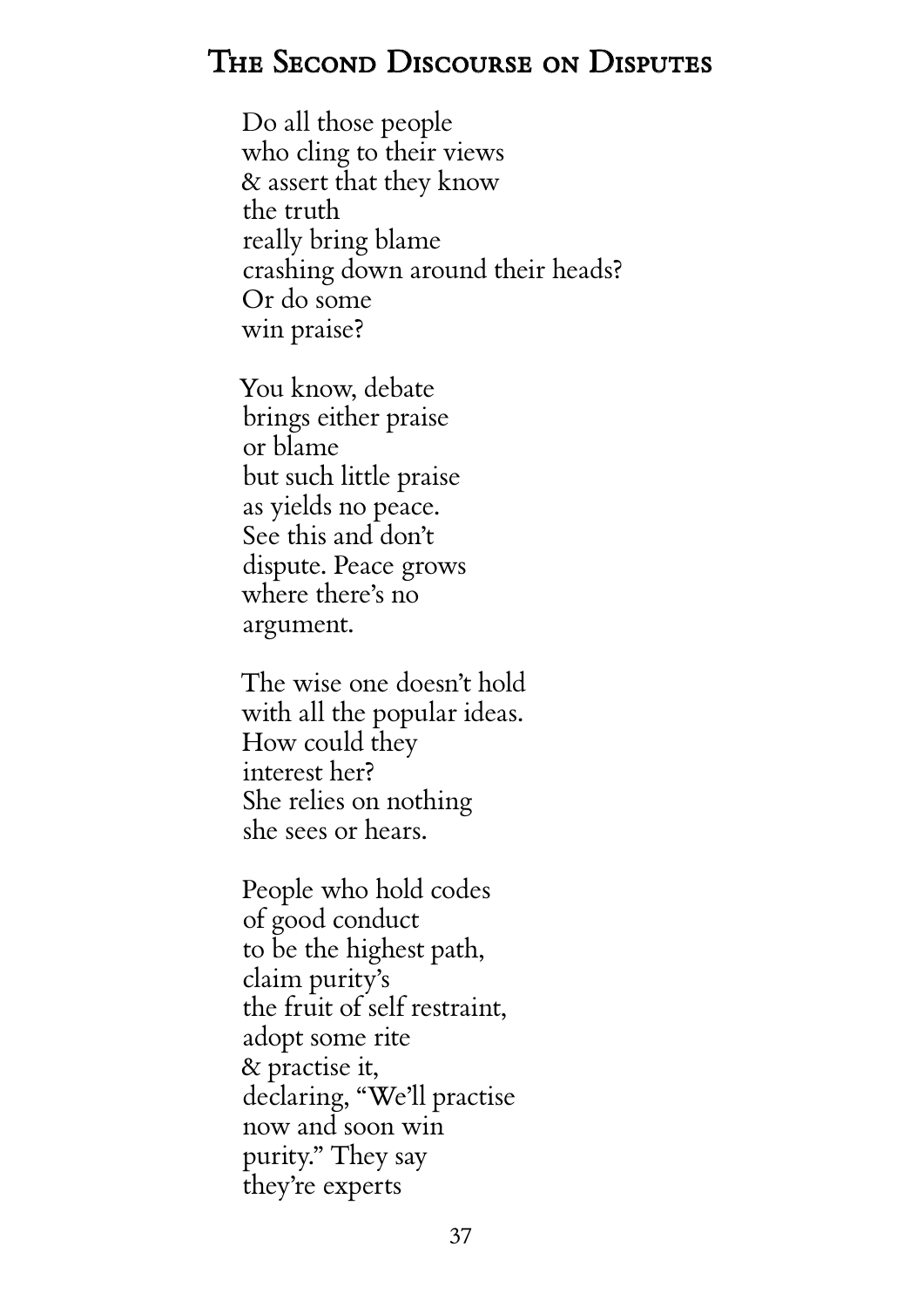# The Second Discourse on Disputes

Do all those people  
who cling to their views  
& assert that they know  
the truth  
really bring blame  
crashing down around their heads?  
Or do some  
win praise?

You know, debate  
brings either praise  
or blame  
but such little praise  
as yields no peace.  
See this and don't  
dispute. Peace grows  
where there's no  
argument.

The wise one doesn't hold  
with all the popular ideas.  
How could they  
interest her?  
She relies on nothing  
she sees or hears.

People who hold codes  
of good conduct  
to be the highest path,  
claim purity's  
the fruit of self restraint,  
adopt some rite  
& practise it,  
declaring, "We'll practise  
now and soon win  
purity." They say  
they're experts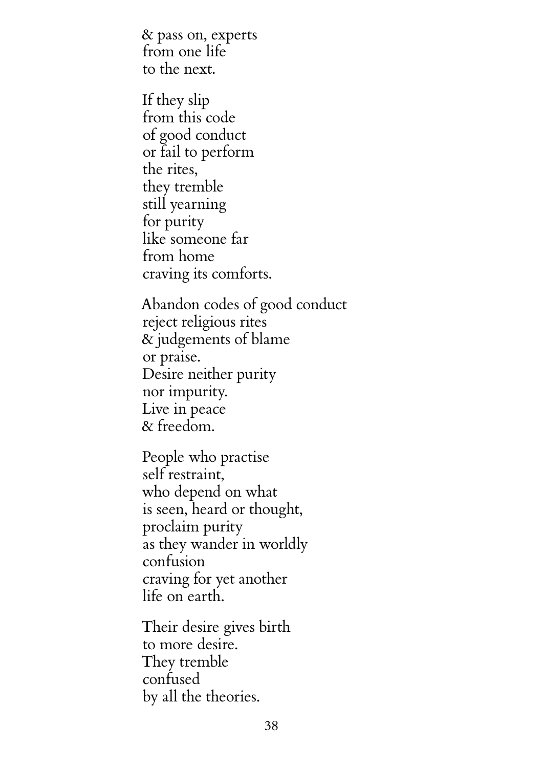& pass on, experts
from one life
to the next.

If they slip
from this code
of good conduct
or fail to perform
the rites,
they tremble
still yearning
for purity
like someone far
from home
craving its comforts.

Abandon codes of good conduct
reject religious rites
& judgements of blame
or praise.
Desire neither purity
nor impurity.
Live in peace
& freedom.

People who practise
self restraint,
who depend on what
is seen, heard or thought,
proclaim purity
as they wander in worldly
confusion
craving for yet another
life on earth.

Their desire gives birth
to more desire.
They tremble
confused
by all the theories.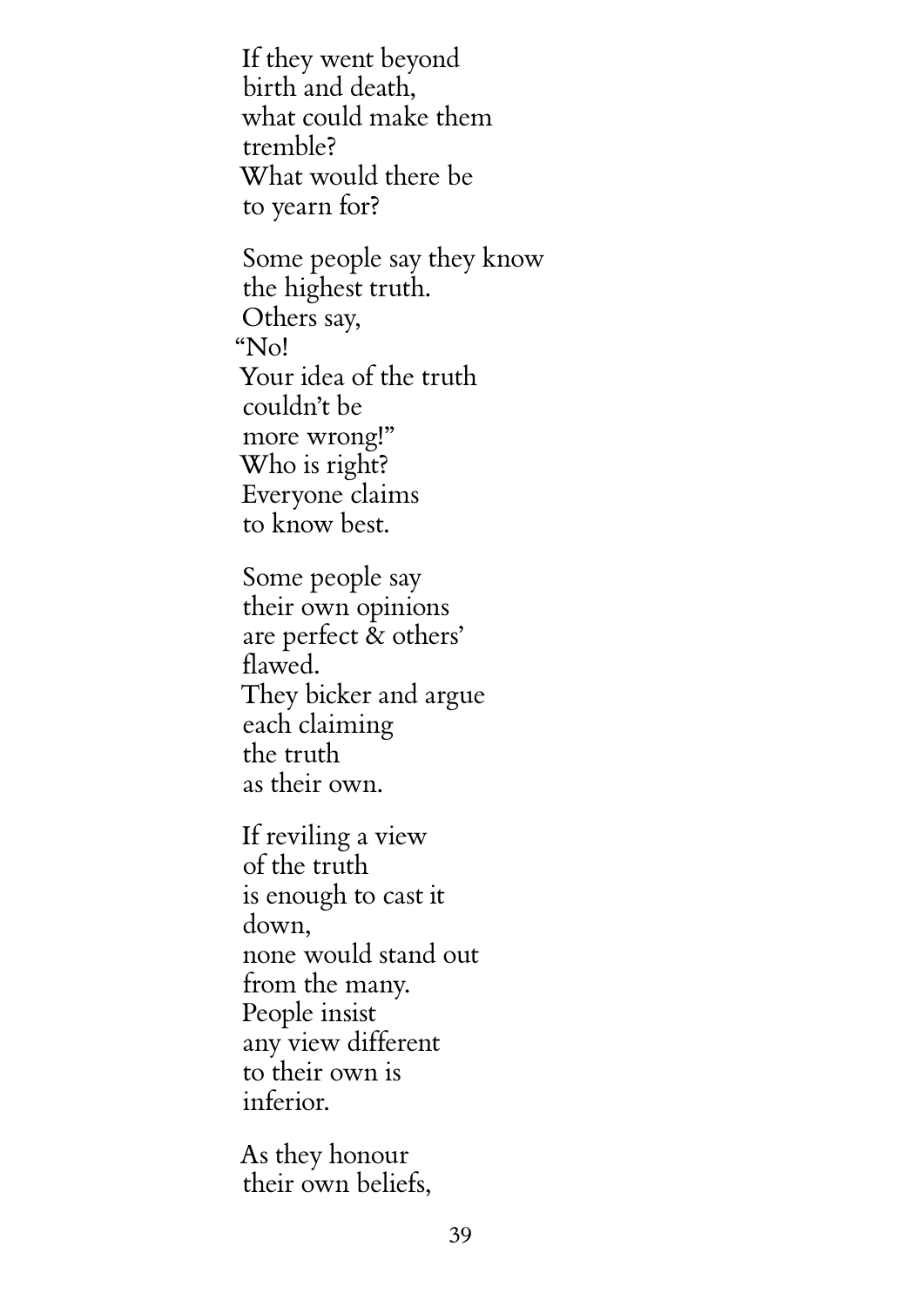If they went beyond
birth and death,
what could make them
tremble?
What would there be
to yearn for?

Some people say they know
the highest truth.
Others say,
"No!
Your idea of the truth
couldn't be
more wrong!"
Who is right?
Everyone claims
to know best.

Some people say
their own opinions
are perfect & others'
flawed.
They bicker and argue
each claiming
the truth
as their own.

If reviling a view
of the truth
is enough to cast it
down,
none would stand out
from the many.
People insist
any view different
to their own is
inferior.

As they honour
their own beliefs,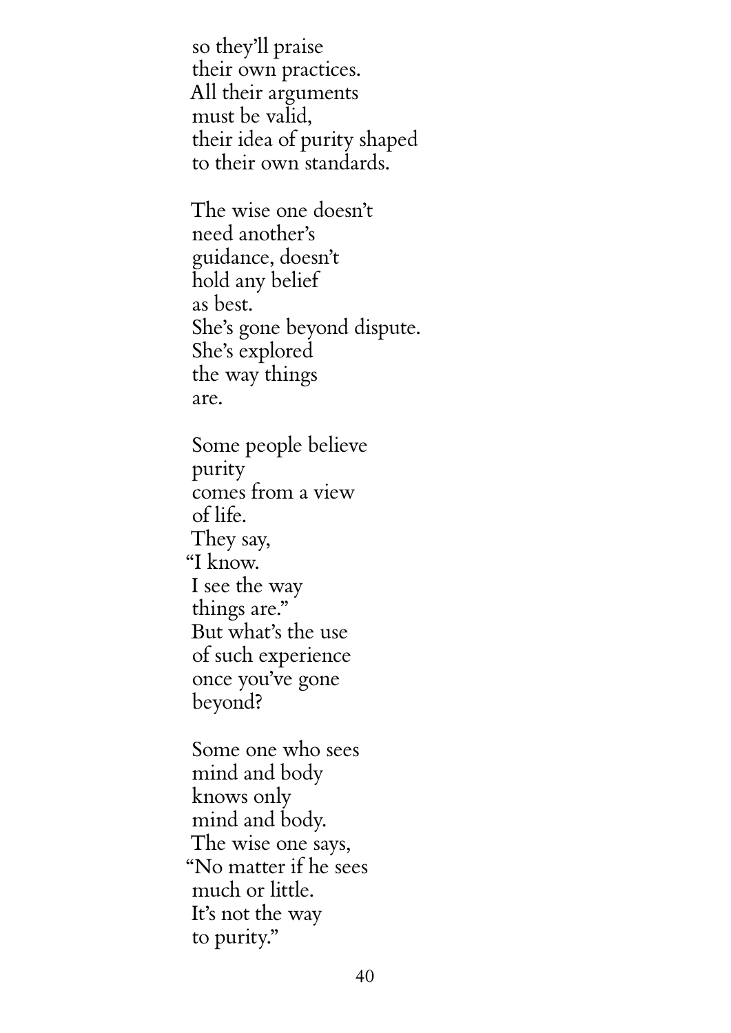so they'll praise
their own practices.
All their arguments
must be valid,
their idea of purity shaped
to their own standards.

The wise one doesn't
need another's
guidance, doesn't
hold any belief
as best.
She's gone beyond dispute.
She's explored
the way things
are.

Some people believe
purity
comes from a view
of life.
They say,
"I know.
I see the way
things are."
But what's the use
of such experience
once you've gone
beyond?

Some one who sees
mind and body
knows only
mind and body.
The wise one says,
"No matter if he sees
much or little.
It's not the way
to purity."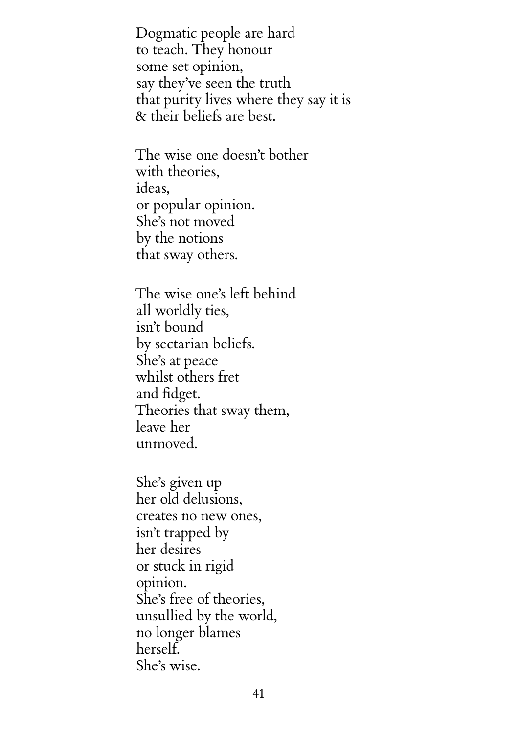Dogmatic people are hard
to teach. They honour
some set opinion,
say they've seen the truth
that purity lives where they say it is
& their beliefs are best.

The wise one doesn't bother
with theories,
ideas,
or popular opinion.
She's not moved
by the notions
that sway others.

The wise one's left behind
all worldly ties,
isn't bound
by sectarian beliefs.
She's at peace
whilst others fret
and fidget.
Theories that sway them,
leave her
unmoved.

She's given up
her old delusions,
creates no new ones,
isn't trapped by
her desires
or stuck in rigid
opinion.
She's free of theories,
unsullied by the world,
no longer blames
herself.
She's wise.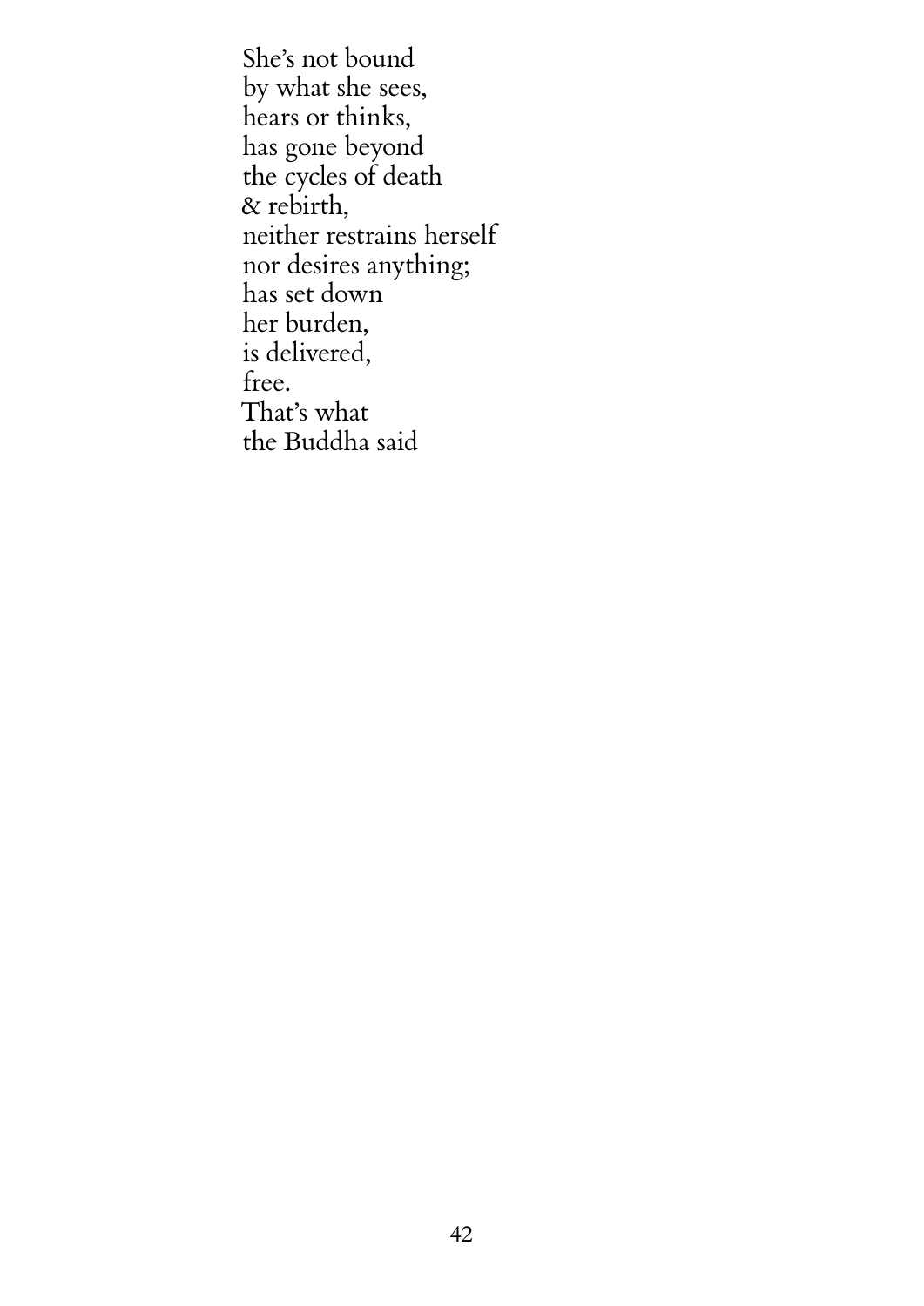She's not bound  
by what she sees,  
hears or thinks,  
has gone beyond  
the cycles of death  
& rebirth,  
neither restrains herself  
nor desires anything;  
has set down  
her burden,  
is delivered,  
free.  
That's what  
the Buddha said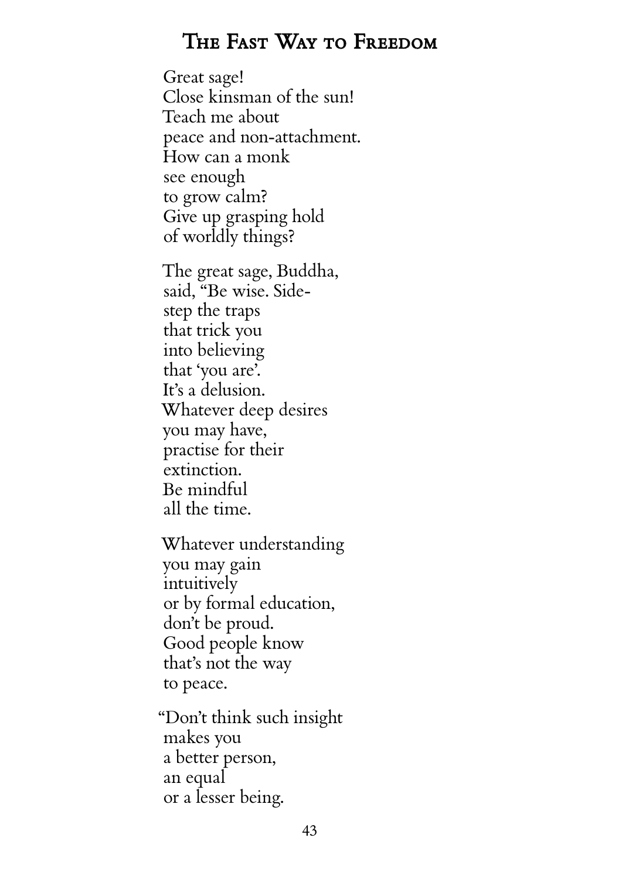## The Fast Way to Freedom

Great sage!
Close kinsman of the sun!
Teach me about
peace and non-attachment.
How can a monk
see enough
to grow calm?
Give up grasping hold
of worldly things?

The great sage, Buddha,
said, "Be wise. Side-
step the traps
that trick you
into believing
that 'you are'.
It's a delusion.
Whatever deep desires
you may have,
practise for their
extinction.
Be mindful
all the time.

Whatever understanding
you may gain
intuitively
or by formal education,
don't be proud.
Good people know
that's not the way
to peace.

"Don't think such insight
makes you
a better person,
an equal
or a lesser being.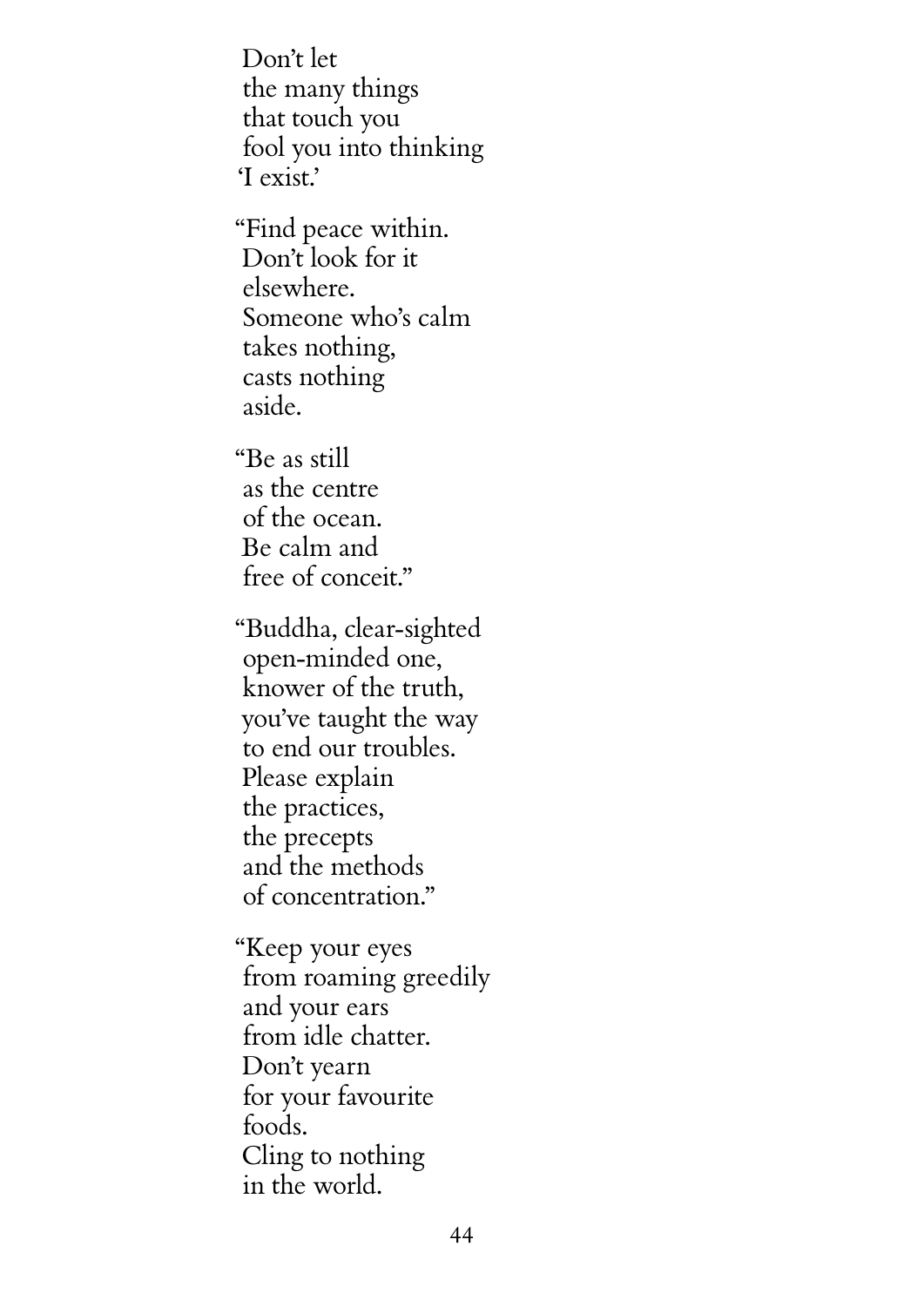Don't let  
the many things  
that touch you  
fool you into thinking  
'I exist.'

"Find peace within.  
Don't look for it  
elsewhere.  
Someone who's calm  
takes nothing,  
casts nothing  
aside.

"Be as still  
as the centre  
of the ocean.  
Be calm and  
free of conceit."

"Buddha, clear-sighted  
open-minded one,  
knower of the truth,  
you've taught the way  
to end our troubles.  
Please explain  
the practices,  
the precepts  
and the methods  
of concentration."

"Keep your eyes  
from roaming greedily  
and your ears  
from idle chatter.  
Don't yearn  
for your favourite  
foods.  
Cling to nothing  
in the world.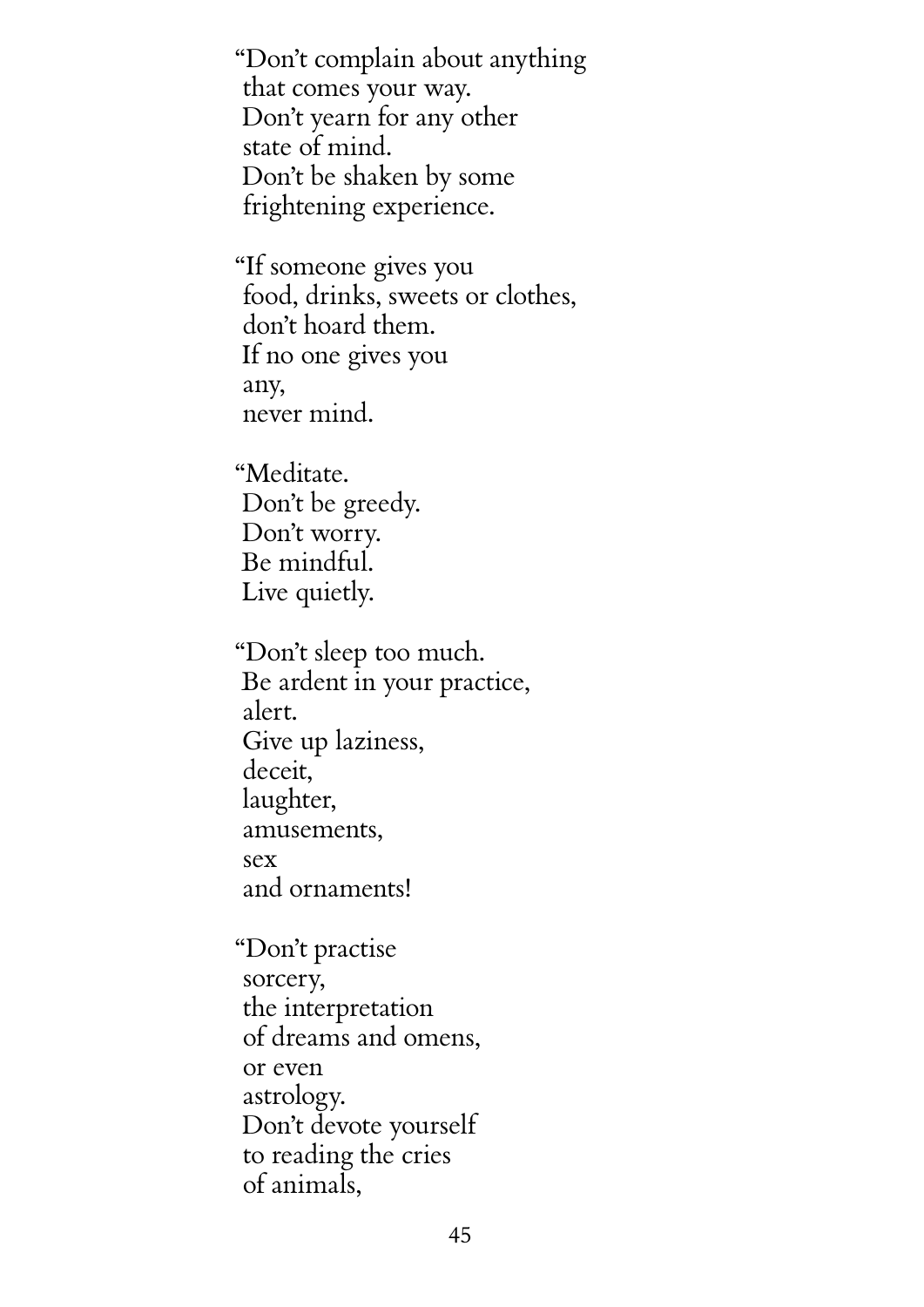"Don't complain about anything
that comes your way.
Don't yearn for any other
state of mind.
Don't be shaken by some
frightening experience.

"If someone gives you
food, drinks, sweets or clothes,
don't hoard them.
If no one gives you
any,
never mind.

"Meditate.
Don't be greedy.
Don't worry.
Be mindful.
Live quietly.

"Don't sleep too much.
Be ardent in your practice,
alert.
Give up laziness,
deceit,
laughter,
amusements,
sex
and ornaments!

"Don't practise
sorcery,
the interpretation
of dreams and omens,
or even
astrology.
Don't devote yourself
to reading the cries
of animals,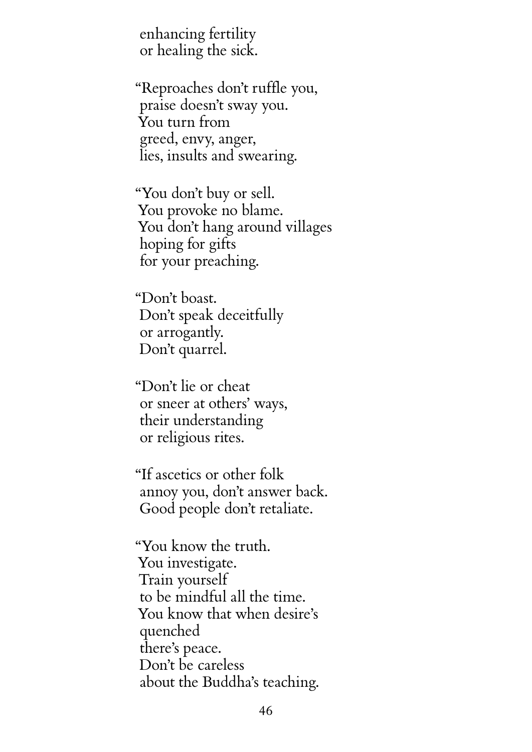enhancing fertility
or healing the sick.

"Reproaches don't ruffle you,
praise doesn't sway you.
You turn from
greed, envy, anger,
lies, insults and swearing.

"You don't buy or sell.
You provoke no blame.
You don't hang around villages
hoping for gifts
for your preaching.

"Don't boast.
Don't speak deceitfully
or arrogantly.
Don't quarrel.

"Don't lie or cheat
or sneer at others' ways,
their understanding
or religious rites.

"If ascetics or other folk
annoy you, don't answer back.
Good people don't retaliate.

"You know the truth.
You investigate.
Train yourself
to be mindful all the time.
You know that when desire's
quenched
there's peace.
Don't be careless
about the Buddha's teaching.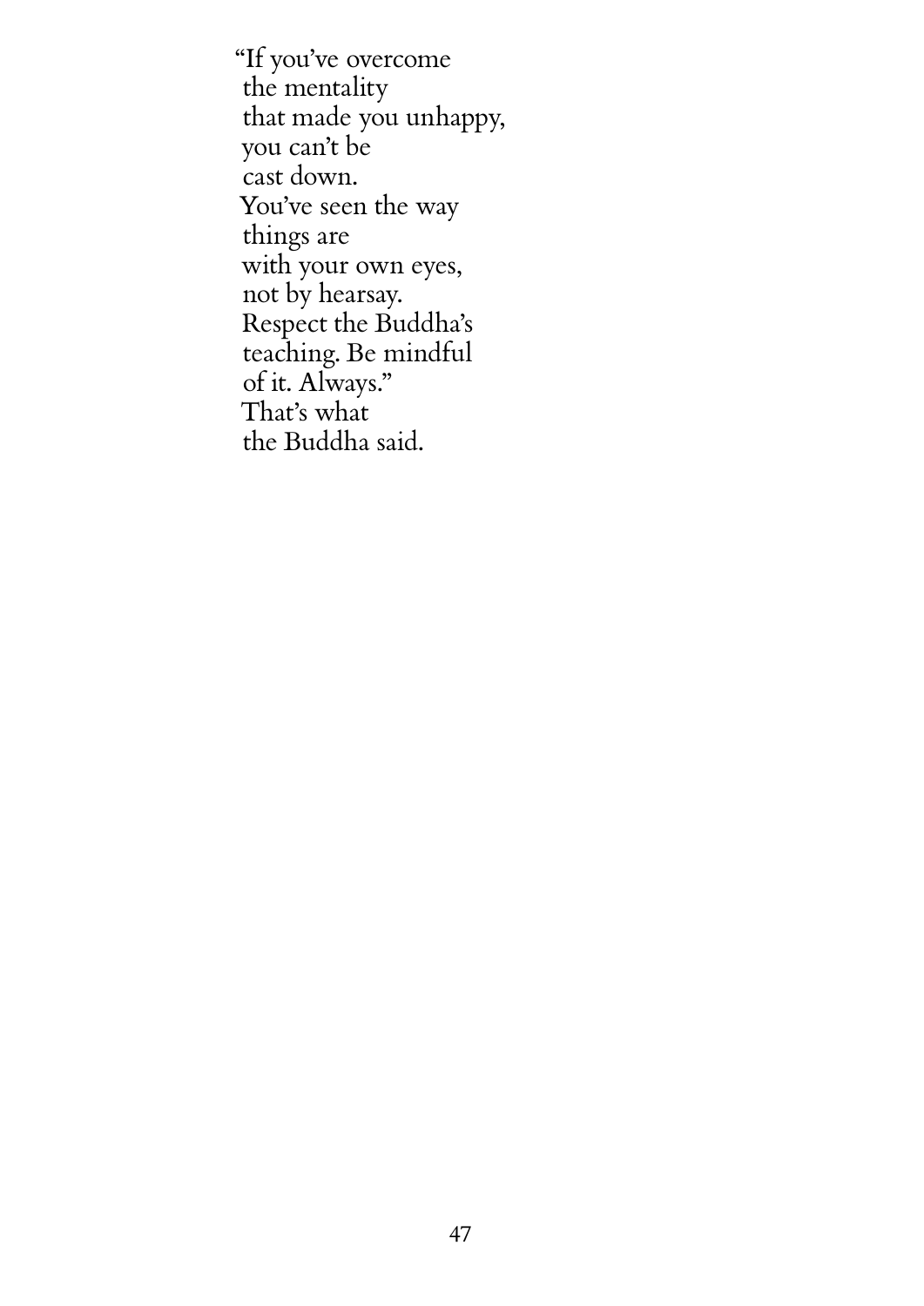"If you've overcome  
the mentality  
that made you unhappy,  
you can't be  
cast down.  
You've seen the way  
things are  
with your own eyes,  
not by hearsay.  
Respect the Buddha's  
teaching. Be mindful  
of it. Always."  
That's what  
the Buddha said.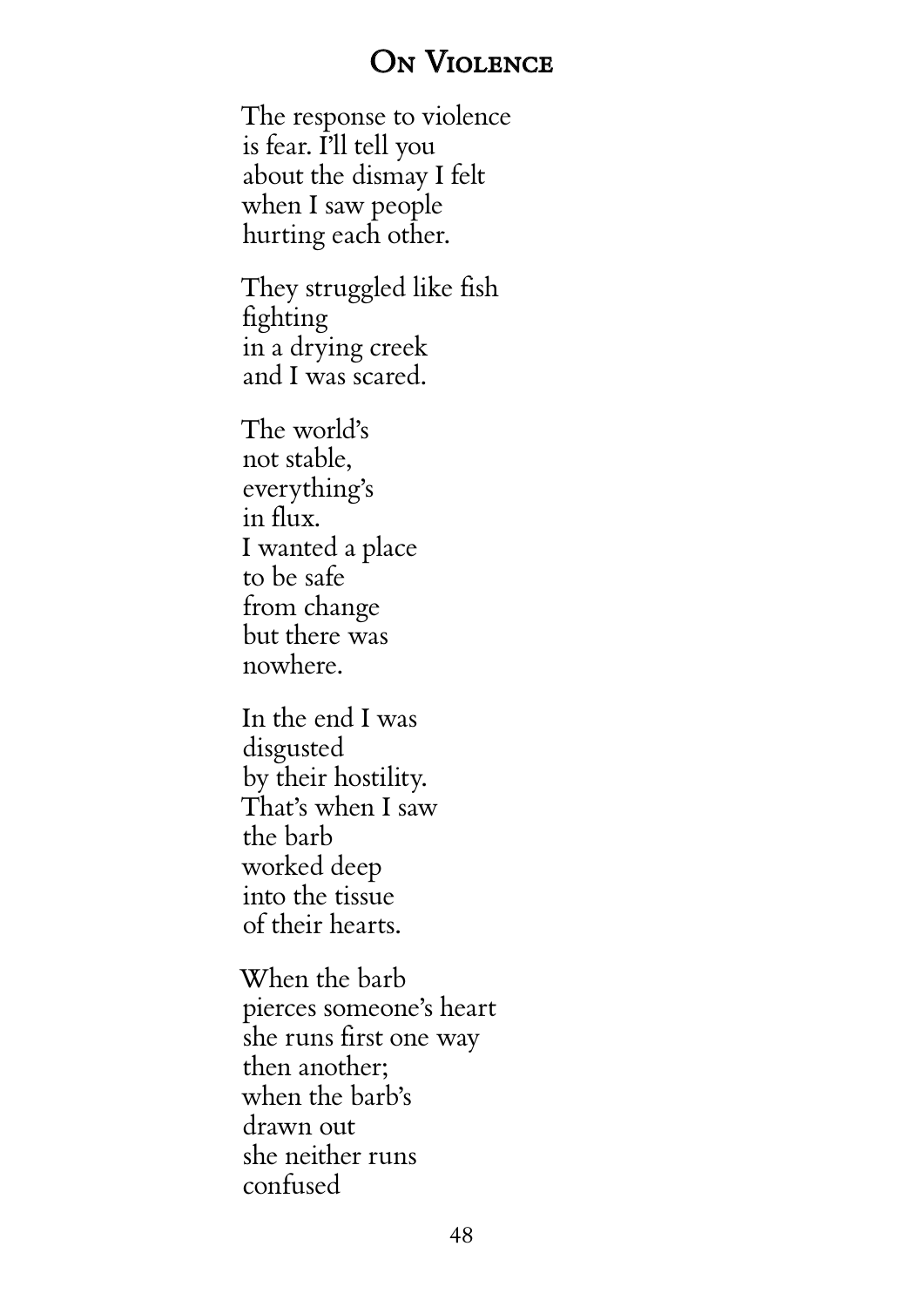## On Violence

The response to violence  
is fear. I'll tell you  
about the dismay I felt  
when I saw people  
hurting each other.

They struggled like fish  
fighting  
in a drying creek  
and I was scared.

The world's  
not stable,  
everything's  
in flux.  
I wanted a place  
to be safe  
from change  
but there was  
nowhere.

In the end I was  
disgusted  
by their hostility.  
That's when I saw  
the barb  
worked deep  
into the tissue  
of their hearts.

When the barb  
pierces someone's heart  
she runs first one way  
then another;  
when the barb's  
drawn out  
she neither runs  
confused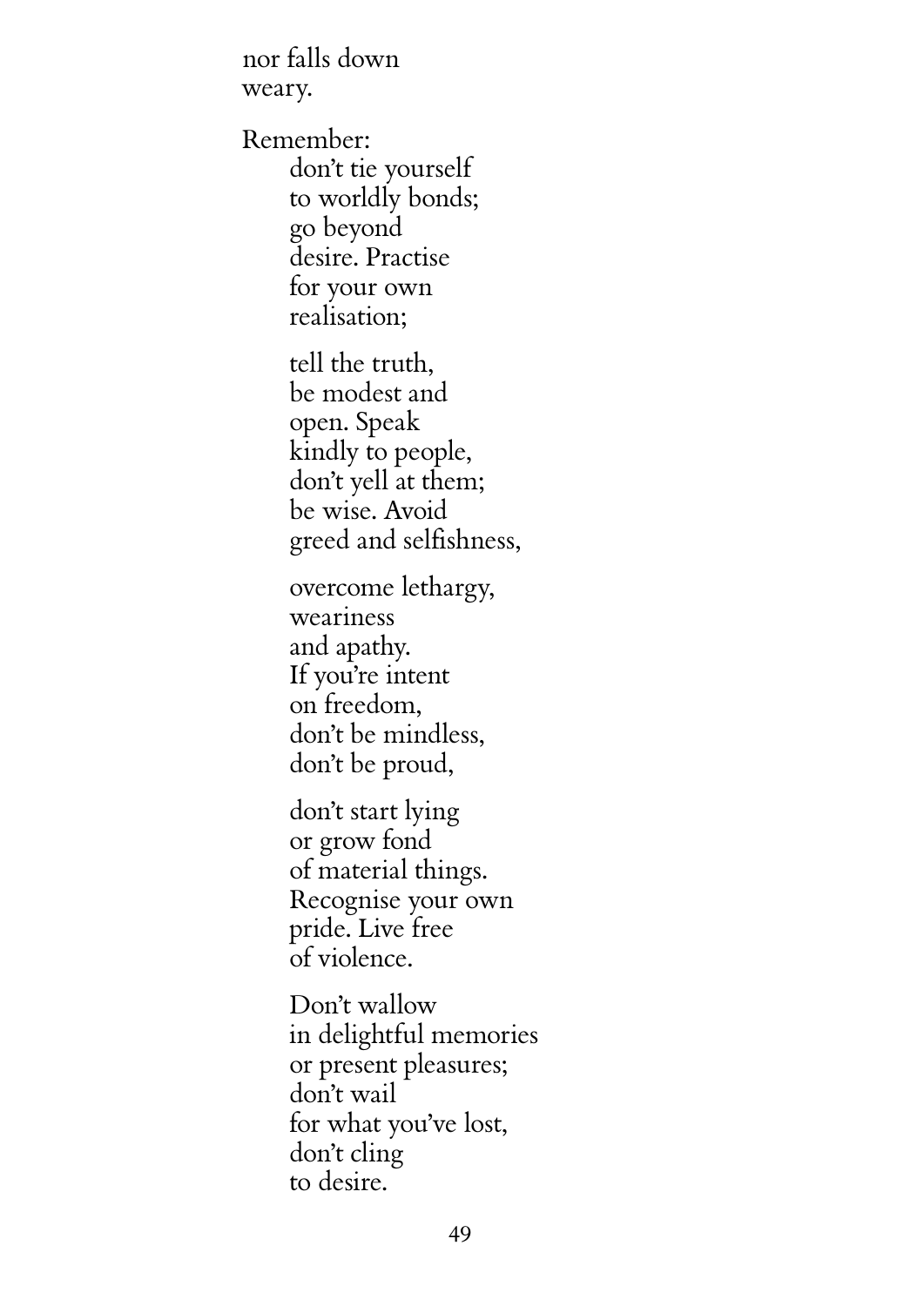nor falls down
weary.

Remember:

don't tie yourself
to worldly bonds;
go beyond
desire. Practise
for your own
realisation;

tell the truth,
be modest and
open. Speak
kindly to people,
don't yell at them;
be wise. Avoid
greed and selfishness,

overcome lethargy,
weariness
and apathy.
If you're intent
on freedom,
don't be mindless,
don't be proud,

don't start lying
or grow fond
of material things.
Recognise your own
pride. Live free
of violence.

Don't wallow
in delightful memories
or present pleasures;
don't wail
for what you've lost,
don't cling
to desire.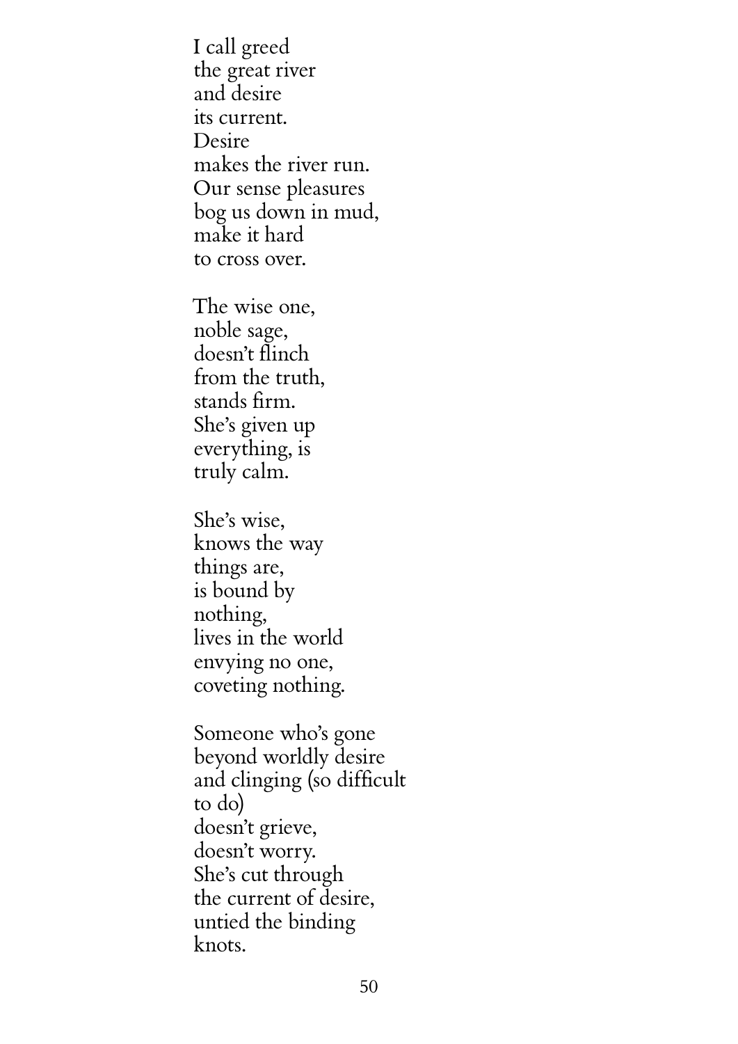I call greed  
the great river  
and desire  
its current.  
Desire  
makes the river run.  
Our sense pleasures  
bog us down in mud,  
make it hard  
to cross over.

The wise one,  
noble sage,  
doesn't flinch  
from the truth,  
stands firm.  
She's given up  
everything, is  
truly calm.

She's wise,  
knows the way  
things are,  
is bound by  
nothing,  
lives in the world  
envying no one,  
coveting nothing.

Someone who's gone  
beyond worldly desire  
and clinging (so difficult  
to do)  
doesn't grieve,  
doesn't worry.  
She's cut through  
the current of desire,  
untied the binding  
knots.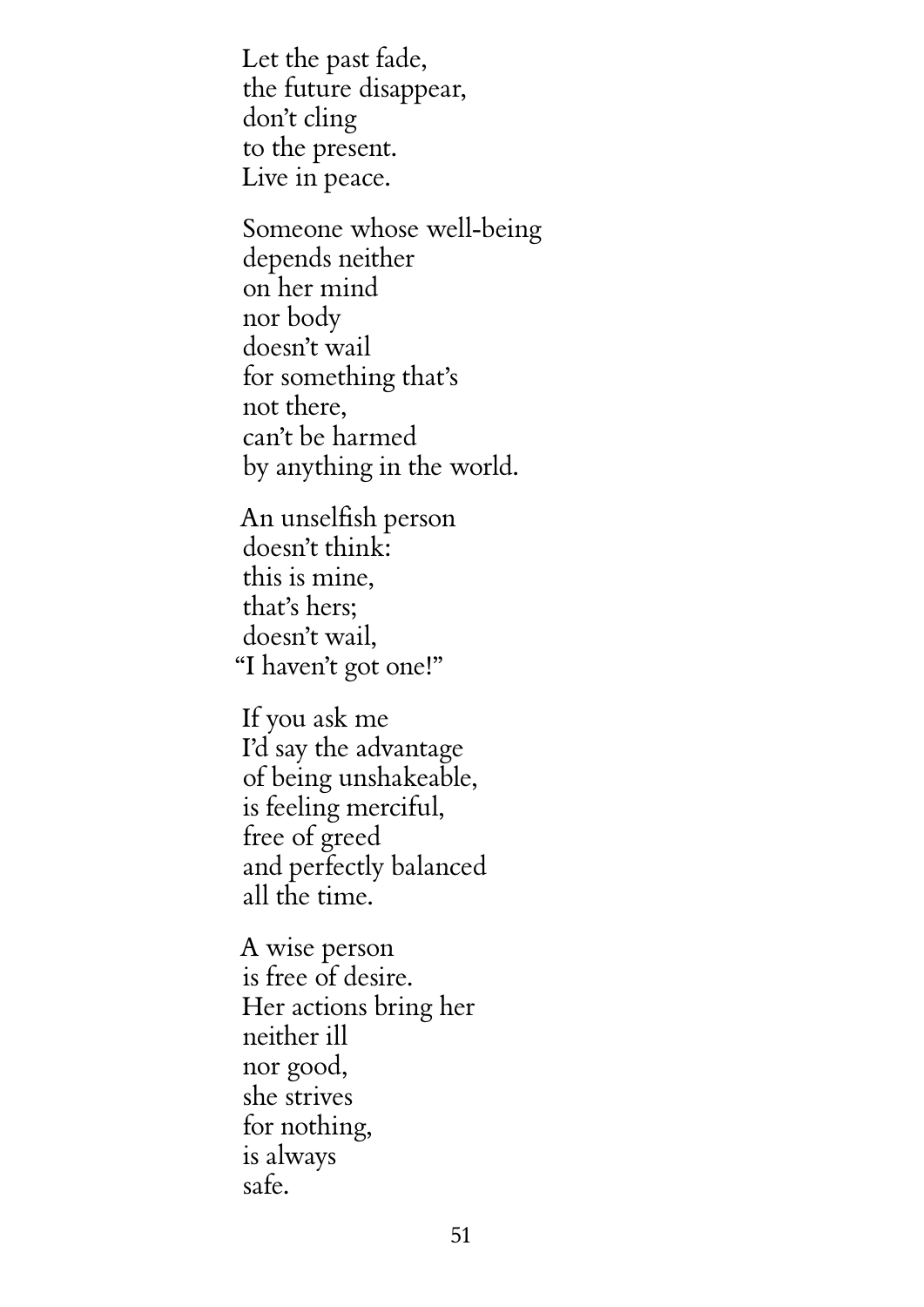Let the past fade,  
the future disappear,  
don't cling  
to the present.  
Live in peace.

Someone whose well-being  
depends neither  
on her mind  
nor body  
doesn't wail  
for something that's  
not there,  
can't be harmed  
by anything in the world.

An unselfish person  
doesn't think:  
this is mine,  
that's hers;  
doesn't wail,  
"I haven't got one!"

If you ask me  
I'd say the advantage  
of being unshakeable,  
is feeling merciful,  
free of greed  
and perfectly balanced  
all the time.

A wise person  
is free of desire.  
Her actions bring her  
neither ill  
nor good,  
she strives  
for nothing,  
is always  
safe.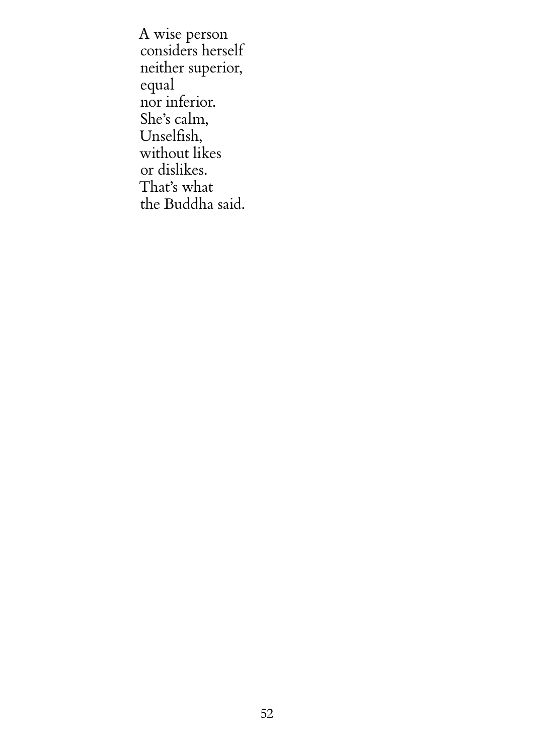A wise person  
considers herself  
neither superior,  
equal  
nor inferior.  
She's calm,  
Unselfish,  
without likes  
or dislikes.  
That's what  
the Buddha said.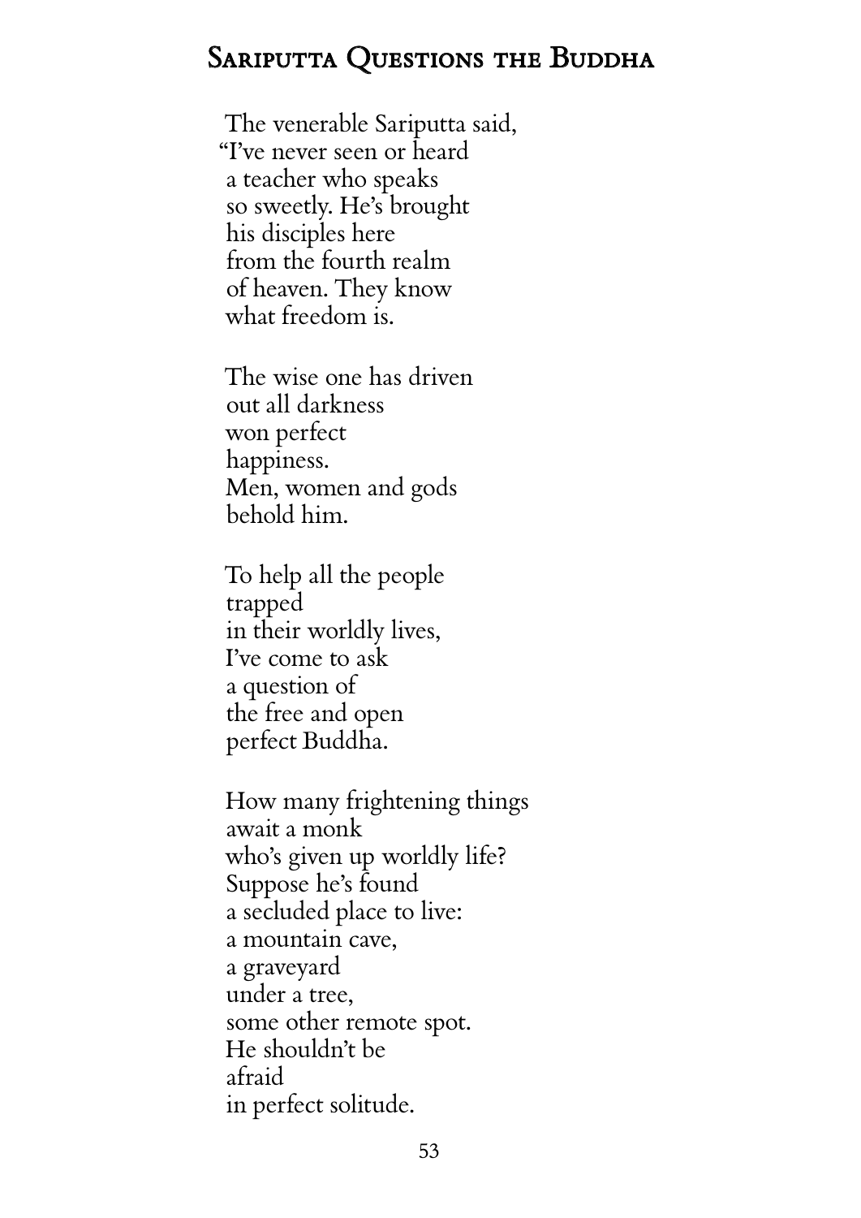## Sariputta Questions the Buddha

The venerable Sariputta said,
"I've never seen or heard
a teacher who speaks
so sweetly. He's brought
his disciples here
from the fourth realm
of heaven. They know
what freedom is.

The wise one has driven
out all darkness
won perfect
happiness.
Men, women and gods
behold him.

To help all the people
trapped
in their worldly lives,
I've come to ask
a question of
the free and open
perfect Buddha.

How many frightening things
await a monk
who's given up worldly life?
Suppose he's found
a secluded place to live:
a mountain cave,
a graveyard
under a tree,
some other remote spot.
He shouldn't be
afraid
in perfect solitude.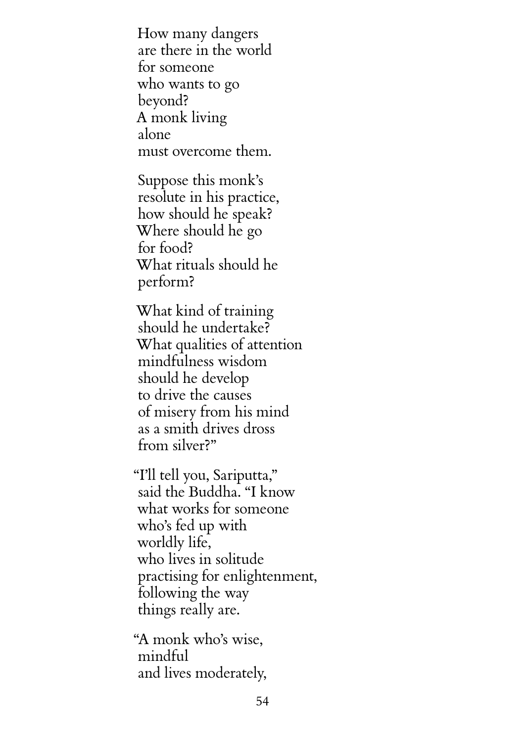How many dangers
are there in the world
for someone
who wants to go
beyond?
A monk living
alone
must overcome them.

Suppose this monk's
resolute in his practice,
how should he speak?
Where should he go
for food?
What rituals should he
perform?

What kind of training
should he undertake?
What qualities of attention
mindfulness wisdom
should he develop
to drive the causes
of misery from his mind
as a smith drives dross
from silver?"

"I'll tell you, Sariputta,"
said the Buddha. "I know
what works for someone
who's fed up with
worldly life,
who lives in solitude
practising for enlightenment,
following the way
things really are.

"A monk who's wise,
mindful
and lives moderately,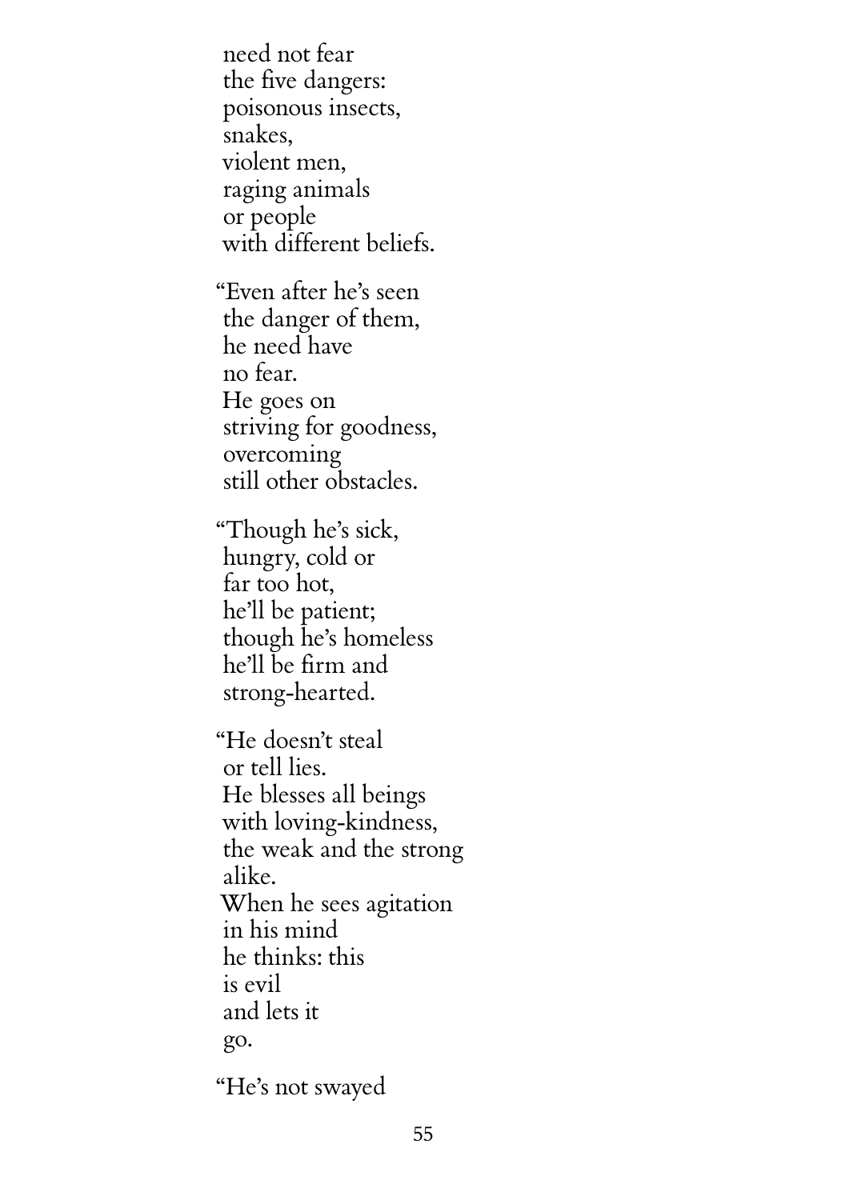need not fear
the five dangers:
poisonous insects,
snakes,
violent men,
raging animals
or people
with different beliefs.

"Even after he's seen
the danger of them,
he need have
no fear.
He goes on
striving for goodness,
overcoming
still other obstacles.

"Though he's sick,
hungry, cold or
far too hot,
he'll be patient;
though he's homeless
he'll be firm and
strong-hearted.

"He doesn't steal
or tell lies.
He blesses all beings
with loving-kindness,
the weak and the strong
alike.
When he sees agitation
in his mind
he thinks: this
is evil
and lets it
go.

"He's not swayed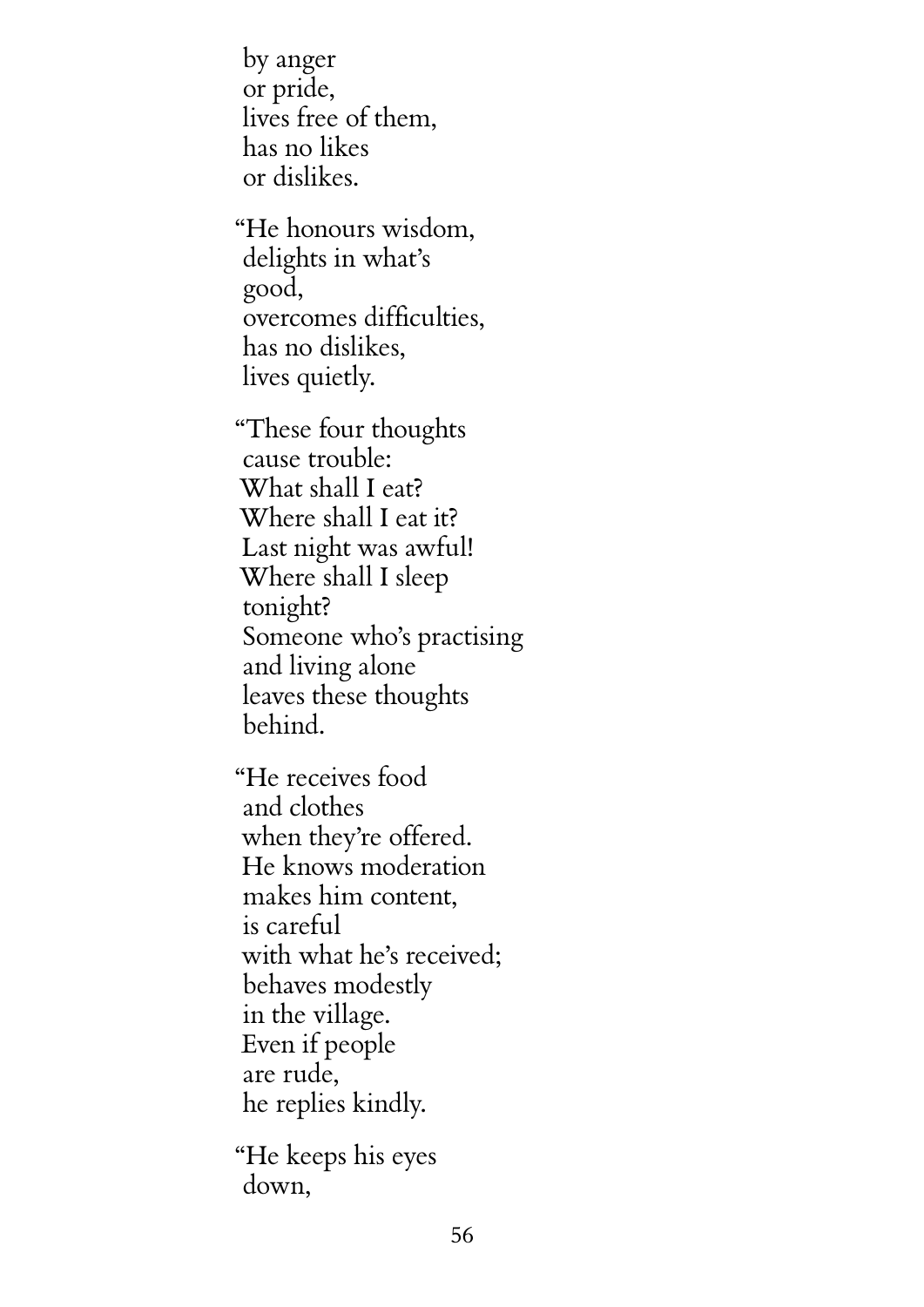by anger  
or pride,  
lives free of them,  
has no likes  
or dislikes.

"He honours wisdom,  
delights in what's  
good,  
overcomes difficulties,  
has no dislikes,  
lives quietly.

"These four thoughts  
cause trouble:  
What shall I eat?  
Where shall I eat it?  
Last night was awful!  
Where shall I sleep  
tonight?  
Someone who's practising  
and living alone  
leaves these thoughts  
behind.

"He receives food  
and clothes  
when they're offered.  
He knows moderation  
makes him content,  
is careful  
with what he's received;  
behaves modestly  
in the village.  
Even if people  
are rude,  
he replies kindly.

"He keeps his eyes  
down,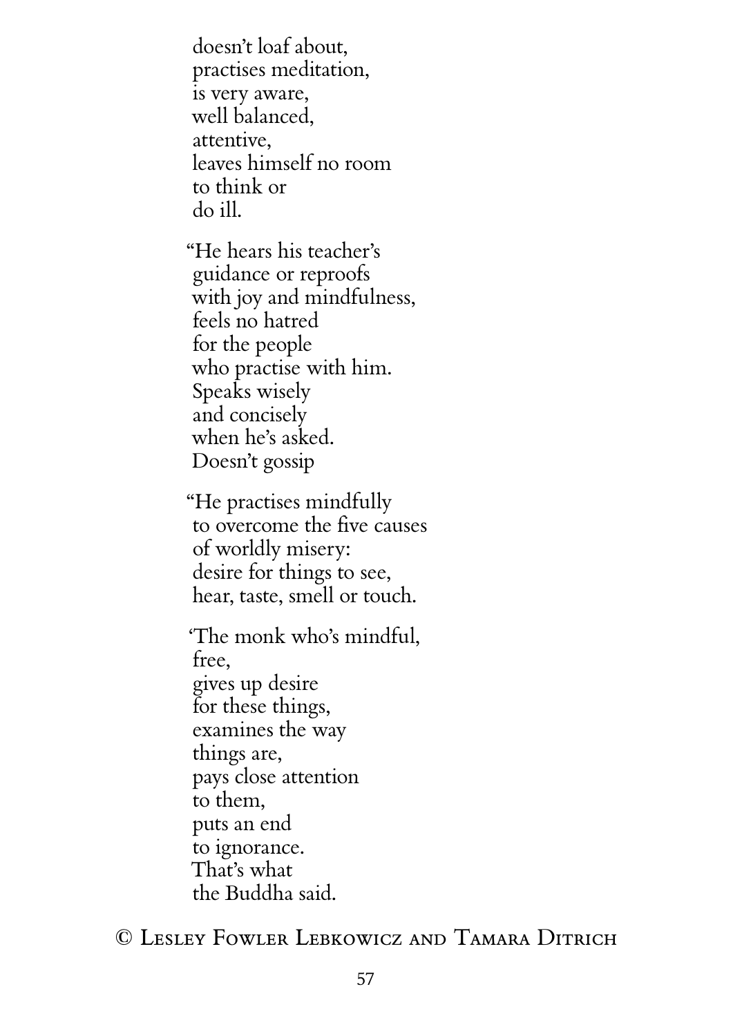doesn't loaf about,  
practises meditation,  
is very aware,  
well balanced,  
attentive,  
leaves himself no room  
to think or  
do ill.

"He hears his teacher's  
guidance or reproofs  
with joy and mindfulness,  
feels no hatred  
for the people  
who practise with him.  
Speaks wisely  
and concisely  
when he's asked.  
Doesn't gossip

"He practises mindfully  
to overcome the five causes  
of worldly misery:  
desire for things to see,  
hear, taste, smell or touch.

'The monk who's mindful,  
free,  
gives up desire  
for these things,  
examines the way  
things are,  
pays close attention  
to them,  
puts an end  
to ignorance.  
That's what  
the Buddha said.

© Lesley Fowler Lebkowicz and Tamara Ditrich